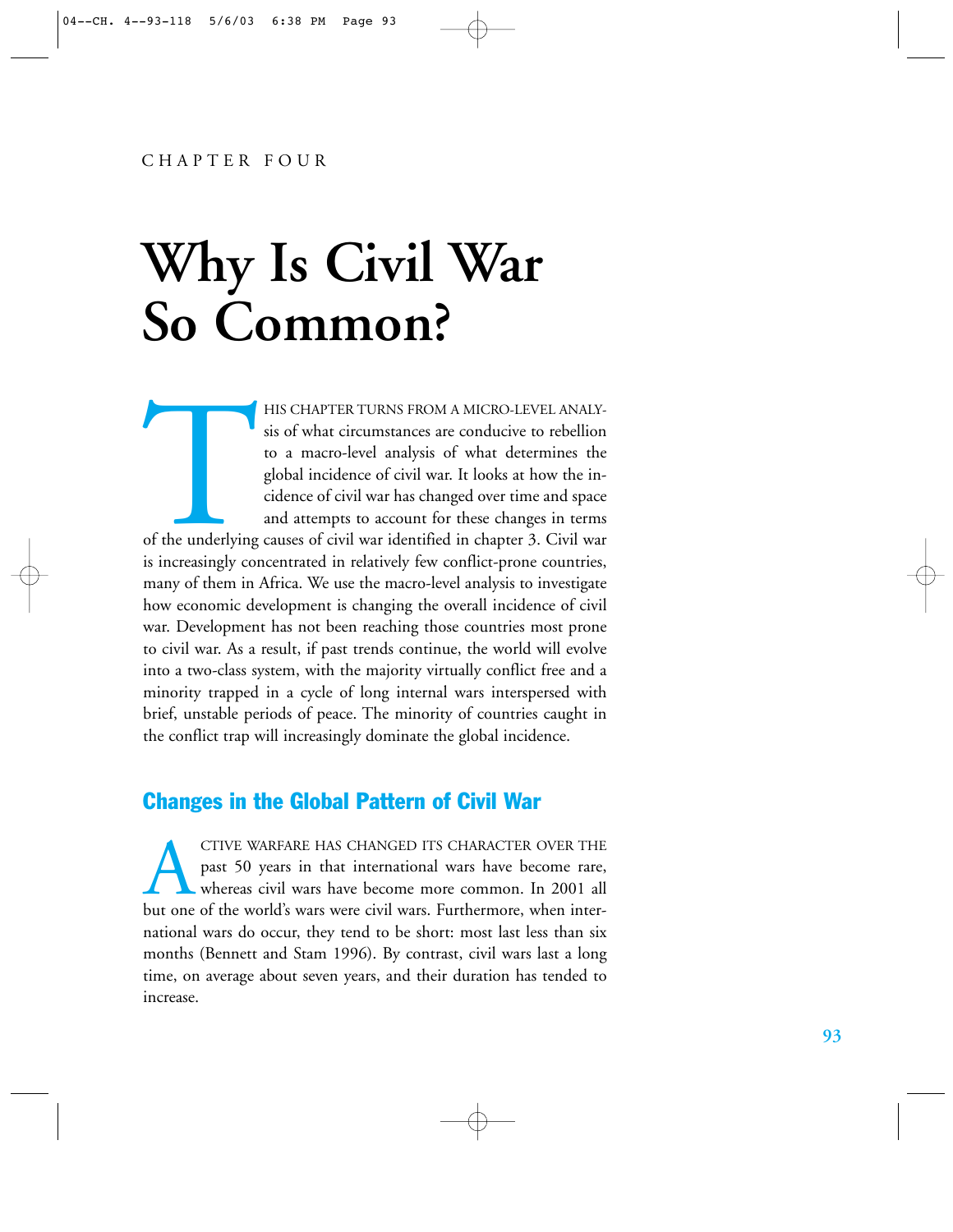CHAPTER FOUR

# Why Is Civil War So Common?

THIS CHAPTER TURNS FROM A MICRO-LEVEL ANALYSIS of what circumstances are conducive to rebellion to a macro-level analysis of what determines the global incidence of civil war. It looks at how the incidence of civil war has changed over time and space and attempts to account for these changes in terms of the underlying causes of civil war identified in chapter 3. Civil war is increasingly concentrated in relatively few conflict-prone countries, many of them in Africa. We use the macro-level analysis to investigate how economic development is changing the overall incidence of civil war. Development has not been reaching those countries most prone to civil war. As a result, if past trends continue, the world will evolve into a two-class system, with the majority virtually conflict free and a minority trapped in a cycle of long internal wars interspersed with brief, unstable periods of peace. The minority of countries caught in the conflict trap will increasingly dominate the global incidence.

## Changes in the Global Pattern of Civil War

ACTIVE WARFARE HAS CHANGED ITS CHARACTER OVER THE past 50 years in that international wars have become rare, whereas civil wars have become more common. In 2001 all but one of the world's wars were civil wars. Furthermore, when international wars do occur, they tend to be short: most last less than six months (Bennett and Stam 1996). By contrast, civil wars last a long time, on average about seven years, and their duration has tended to increase.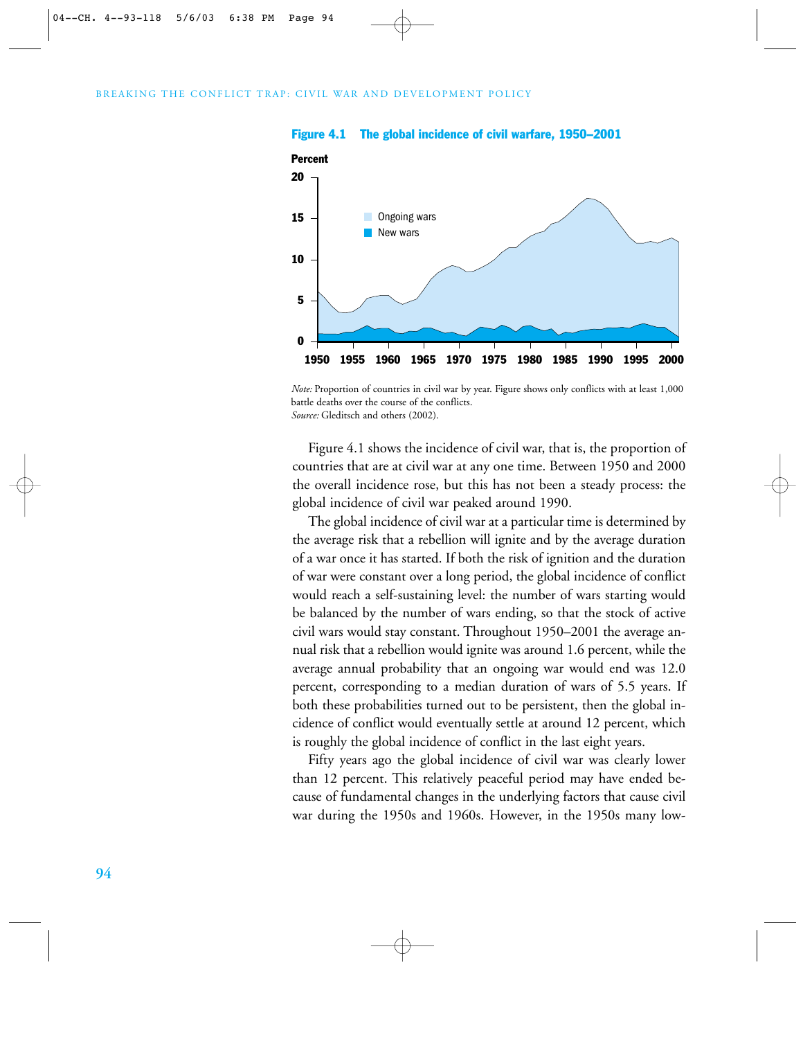**Figure 4.1 The global incidence of civil warfare, 1950–2001**

*Note:* Proportion of countries in civil war by year. Figure shows only conflicts with at least 1,000 battle deaths over the course of the conflicts.
*Source:* Gleditsch and others (2002).

Figure 4.1 shows the incidence of civil war, that is, the proportion of countries that are at civil war at any one time. Between 1950 and 2000 the overall incidence rose, but this has not been a steady process: the global incidence of civil war peaked around 1990.

The global incidence of civil war at a particular time is determined by the average risk that a rebellion will ignite and by the average duration of a war once it has started. If both the risk of ignition and the duration of war were constant over a long period, the global incidence of conflict would reach a self-sustaining level: the number of wars starting would be balanced by the number of wars ending, so that the stock of active civil wars would stay constant. Throughout 1950–2001 the average annual risk that a rebellion would ignite was around 1.6 percent, while the average annual probability that an ongoing war would end was 12.0 percent, corresponding to a median duration of wars of 5.5 years. If both these probabilities turned out to be persistent, then the global incidence of conflict would eventually settle at around 12 percent, which is roughly the global incidence of conflict in the last eight years.

Fifty years ago the global incidence of civil war was clearly lower than 12 percent. This relatively peaceful period may have ended because of fundamental changes in the underlying factors that cause civil war during the 1950s and 1960s. However, in the 1950s many low-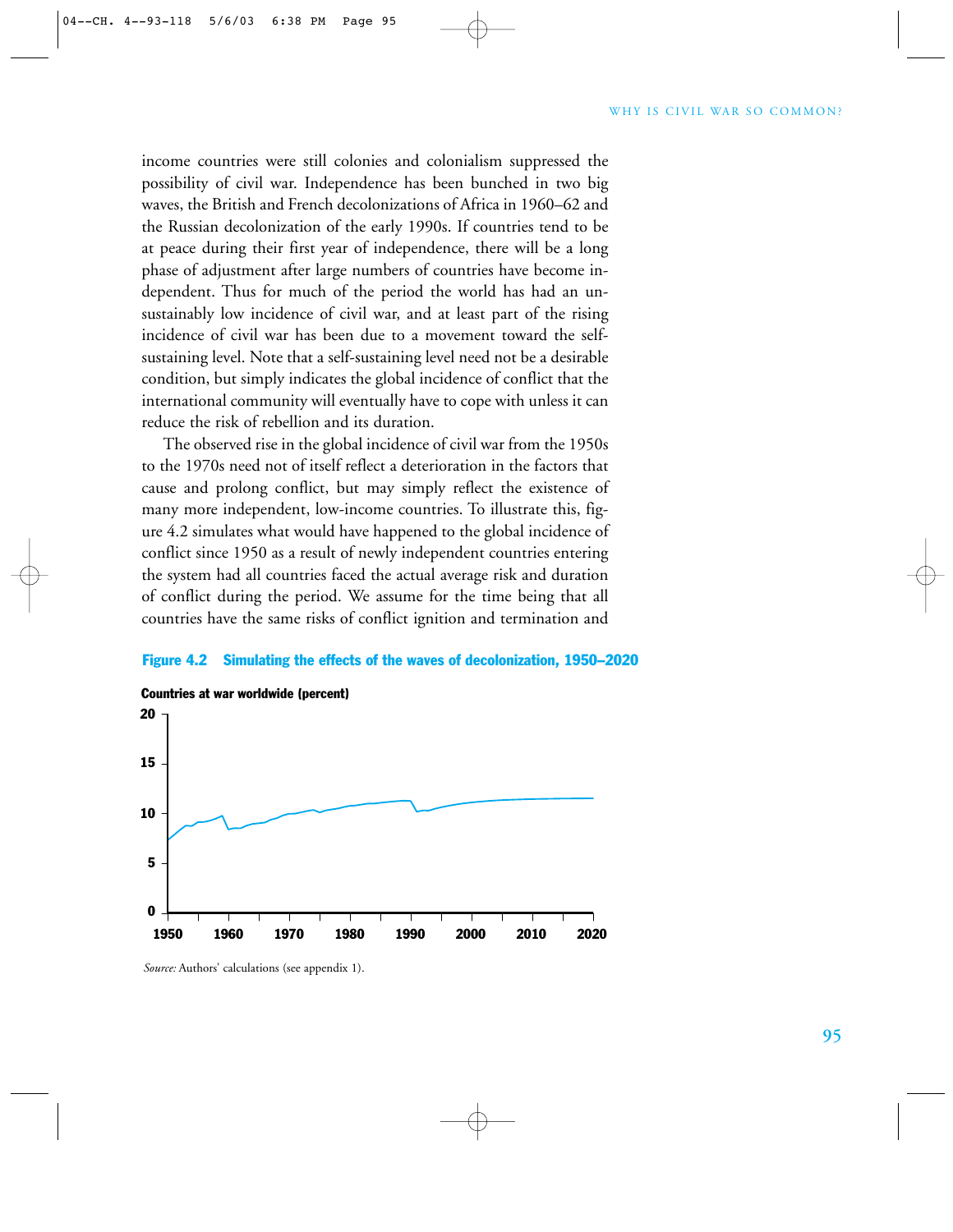income countries were still colonies and colonialism suppressed the possibility of civil war. Independence has been bunched in two big waves, the British and French decolonizations of Africa in 1960–62 and the Russian decolonization of the early 1990s. If countries tend to be at peace during their first year of independence, there will be a long phase of adjustment after large numbers of countries have become independent. Thus for much of the period the world has had an unsustainably low incidence of civil war, and at least part of the rising incidence of civil war has been due to a movement toward the self-sustaining level. Note that a self-sustaining level need not be a desirable condition, but simply indicates the global incidence of conflict that the international community will eventually have to cope with unless it can reduce the risk of rebellion and its duration.

The observed rise in the global incidence of civil war from the 1950s to the 1970s need not of itself reflect a deterioration in the factors that cause and prolong conflict, but may simply reflect the existence of many more independent, low-income countries. To illustrate this, figure 4.2 simulates what would have happened to the global incidence of conflict since 1950 as a result of newly independent countries entering the system had all countries faced the actual average risk and duration of conflict during the period. We assume for the time being that all countries have the same risks of conflict ignition and termination and

**Figure 4.2 Simulating the effects of the waves of decolonization, 1950–2020**

**Countries at war worldwide (percent)**

*Source:* Authors' calculations (see appendix 1).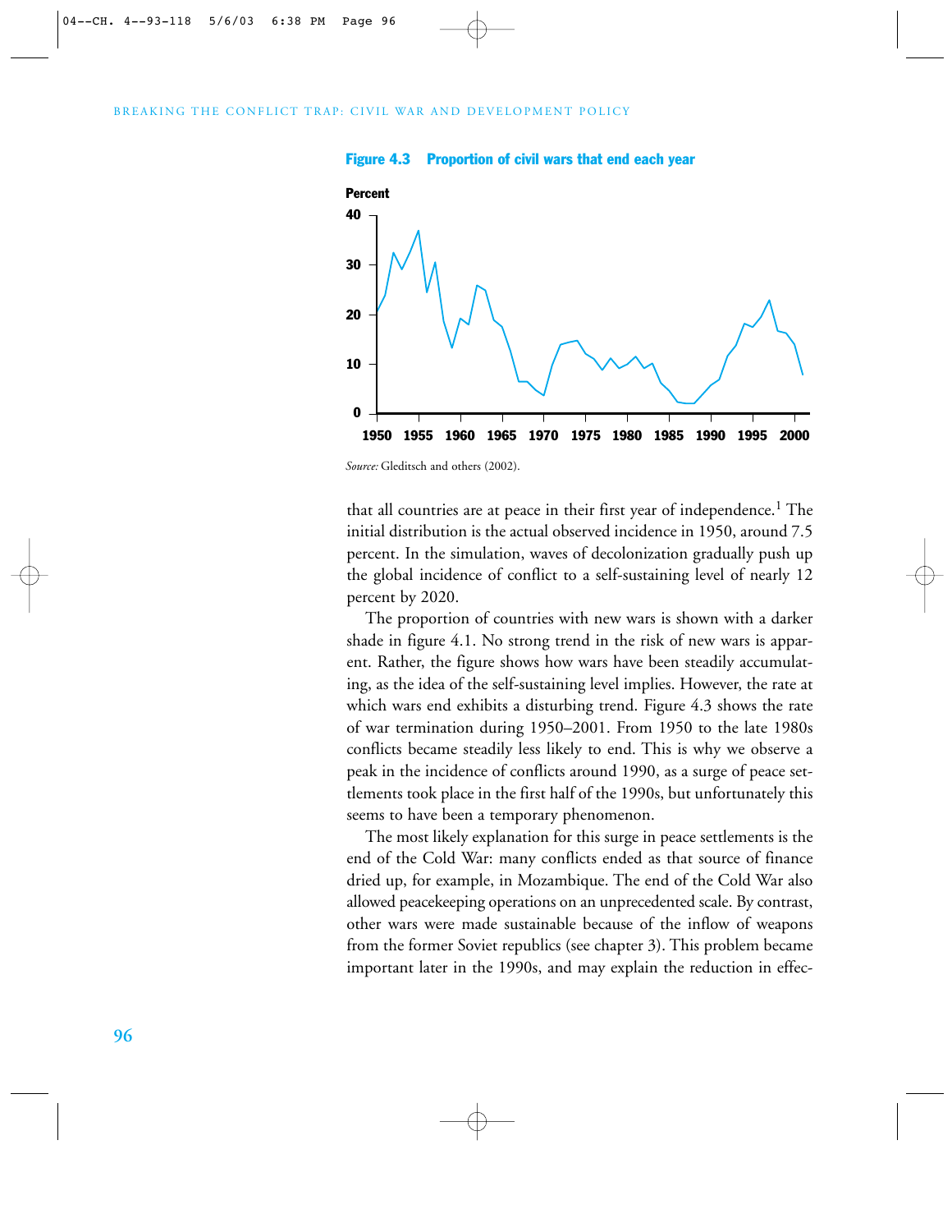**Figure 4.3 Proportion of civil wars that end each year**

*Source:* Gleditsch and others (2002).

that all countries are at peace in their first year of independence.[1] The initial distribution is the actual observed incidence in 1950, around 7.5 percent. In the simulation, waves of decolonization gradually push up the global incidence of conflict to a self-sustaining level of nearly 12 percent by 2020.

The proportion of countries with new wars is shown with a darker shade in figure 4.1. No strong trend in the risk of new wars is apparent. Rather, the figure shows how wars have been steadily accumulating, as the idea of the self-sustaining level implies. However, the rate at which wars end exhibits a disturbing trend. Figure 4.3 shows the rate of war termination during 1950–2001. From 1950 to the late 1980s conflicts became steadily less likely to end. This is why we observe a peak in the incidence of conflicts around 1990, as a surge of peace settlements took place in the first half of the 1990s, but unfortunately this seems to have been a temporary phenomenon.

The most likely explanation for this surge in peace settlements is the end of the Cold War: many conflicts ended as that source of finance dried up, for example, in Mozambique. The end of the Cold War also allowed peacekeeping operations on an unprecedented scale. By contrast, other wars were made sustainable because of the inflow of weapons from the former Soviet republics (see chapter 3). This problem became important later in the 1990s, and may explain the reduction in effec-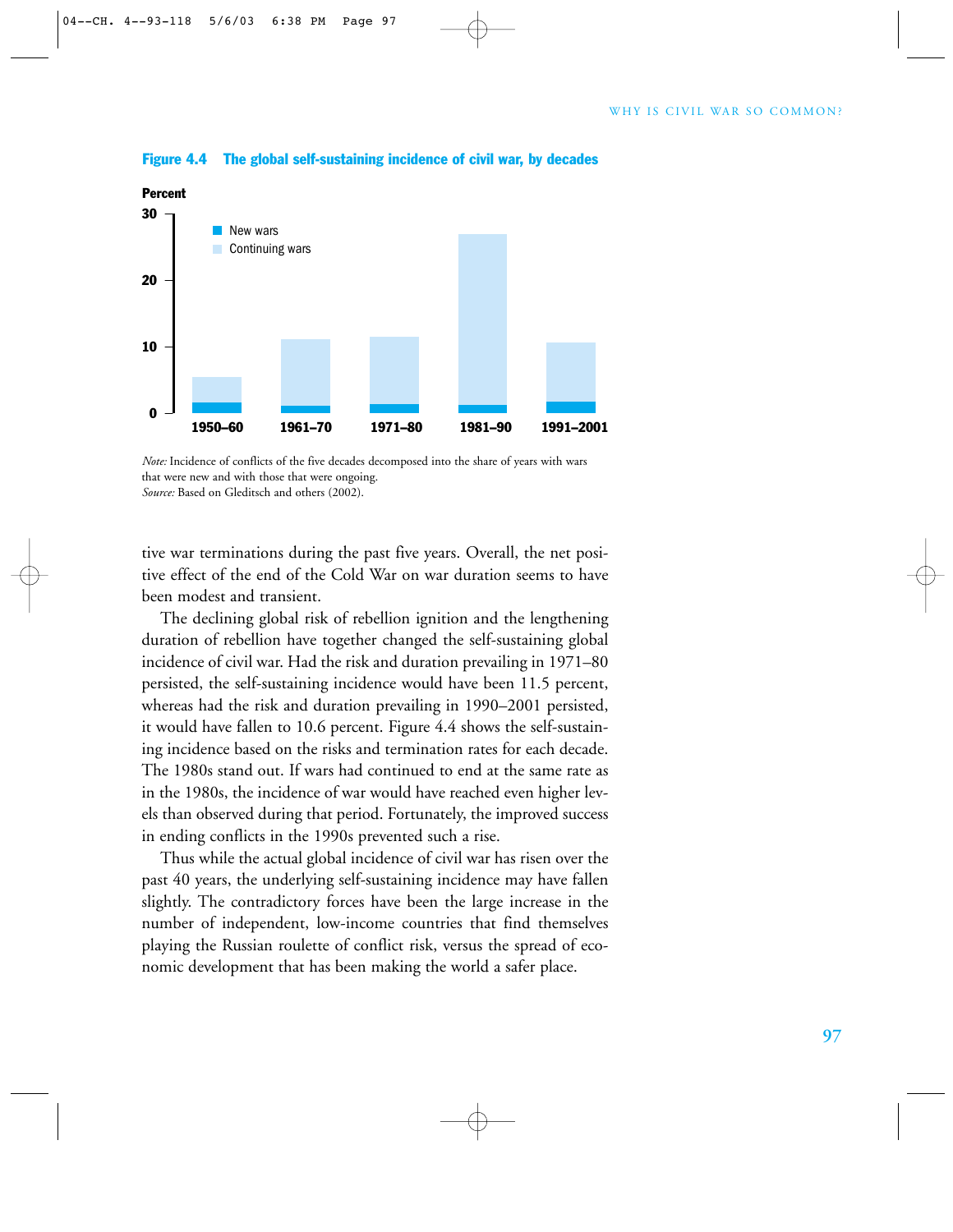**Figure 4.4 The global self-sustaining incidence of civil war, by decades**

*Note:* Incidence of conflicts of the five decades decomposed into the share of years with wars that were new and with those that were ongoing.
*Source:* Based on Gleditsch and others (2002).

tive war terminations during the past five years. Overall, the net positive effect of the end of the Cold War on war duration seems to have been modest and transient.

The declining global risk of rebellion ignition and the lengthening duration of rebellion have together changed the self-sustaining global incidence of civil war. Had the risk and duration prevailing in 1971–80 persisted, the self-sustaining incidence would have been 11.5 percent, whereas had the risk and duration prevailing in 1990–2001 persisted, it would have fallen to 10.6 percent. Figure 4.4 shows the self-sustaining incidence based on the risks and termination rates for each decade. The 1980s stand out. If wars had continued to end at the same rate as in the 1980s, the incidence of war would have reached even higher levels than observed during that period. Fortunately, the improved success in ending conflicts in the 1990s prevented such a rise.

Thus while the actual global incidence of civil war has risen over the past 40 years, the underlying self-sustaining incidence may have fallen slightly. The contradictory forces have been the large increase in the number of independent, low-income countries that find themselves playing the Russian roulette of conflict risk, versus the spread of economic development that has been making the world a safer place.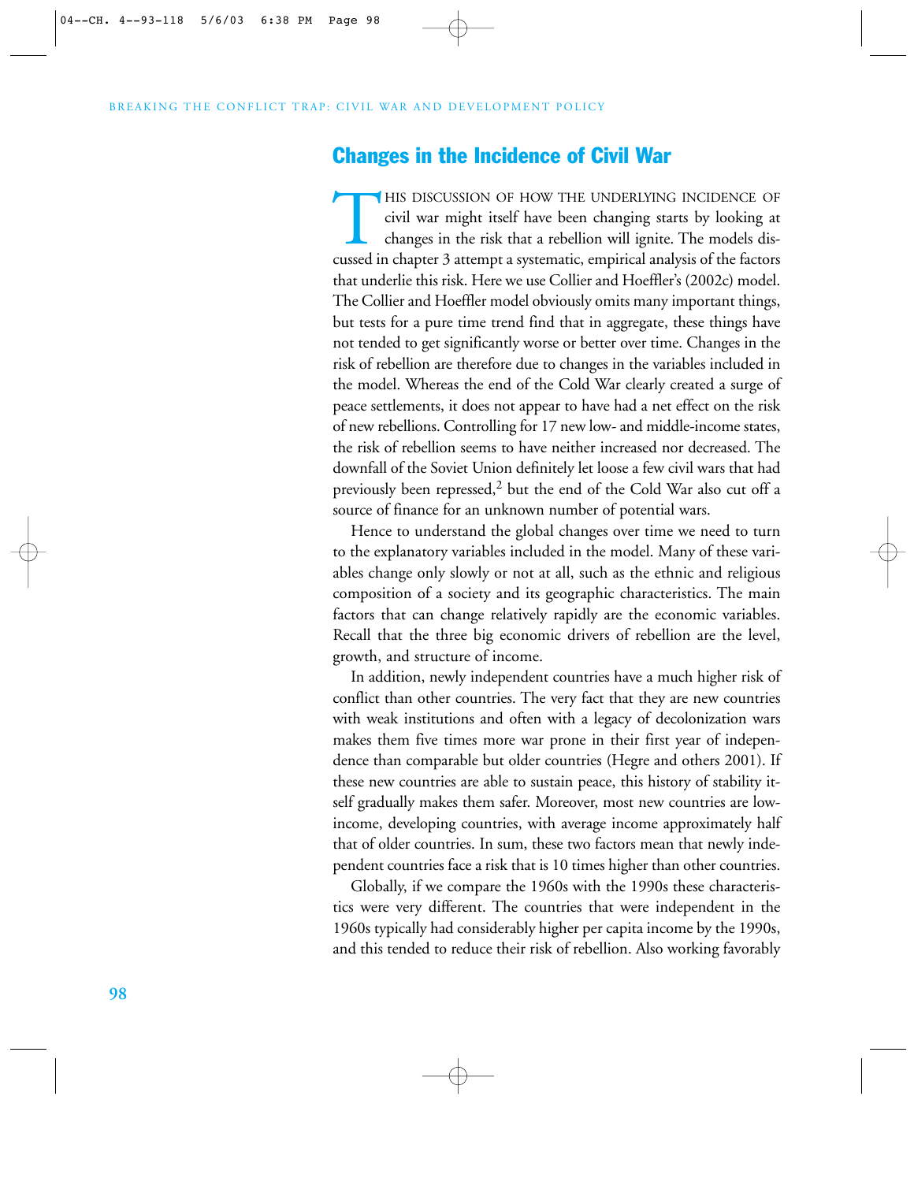## Changes in the Incidence of Civil War

THIS DISCUSSION OF HOW THE UNDERLYING INCIDENCE OF civil war might itself have been changing starts by looking at changes in the risk that a rebellion will ignite. The models discussed in chapter 3 attempt a systematic, empirical analysis of the factors that underlie this risk. Here we use Collier and Hoeffler's (2002c) model. The Collier and Hoeffler model obviously omits many important things, but tests for a pure time trend find that in aggregate, these things have not tended to get significantly worse or better over time. Changes in the risk of rebellion are therefore due to changes in the variables included in the model. Whereas the end of the Cold War clearly created a surge of peace settlements, it does not appear to have had a net effect on the risk of new rebellions. Controlling for 17 new low- and middle-income states, the risk of rebellion seems to have neither increased nor decreased. The downfall of the Soviet Union definitely let loose a few civil wars that had previously been repressed,[2] but the end of the Cold War also cut off a source of finance for an unknown number of potential wars.

Hence to understand the global changes over time we need to turn to the explanatory variables included in the model. Many of these variables change only slowly or not at all, such as the ethnic and religious composition of a society and its geographic characteristics. The main factors that can change relatively rapidly are the economic variables. Recall that the three big economic drivers of rebellion are the level, growth, and structure of income.

In addition, newly independent countries have a much higher risk of conflict than other countries. The very fact that they are new countries with weak institutions and often with a legacy of decolonization wars makes them five times more war prone in their first year of independence than comparable but older countries (Hegre and others 2001). If these new countries are able to sustain peace, this history of stability itself gradually makes them safer. Moreover, most new countries are low-income, developing countries, with average income approximately half that of older countries. In sum, these two factors mean that newly independent countries face a risk that is 10 times higher than other countries.

Globally, if we compare the 1960s with the 1990s these characteristics were very different. The countries that were independent in the 1960s typically had considerably higher per capita income by the 1990s, and this tended to reduce their risk of rebellion. Also working favorably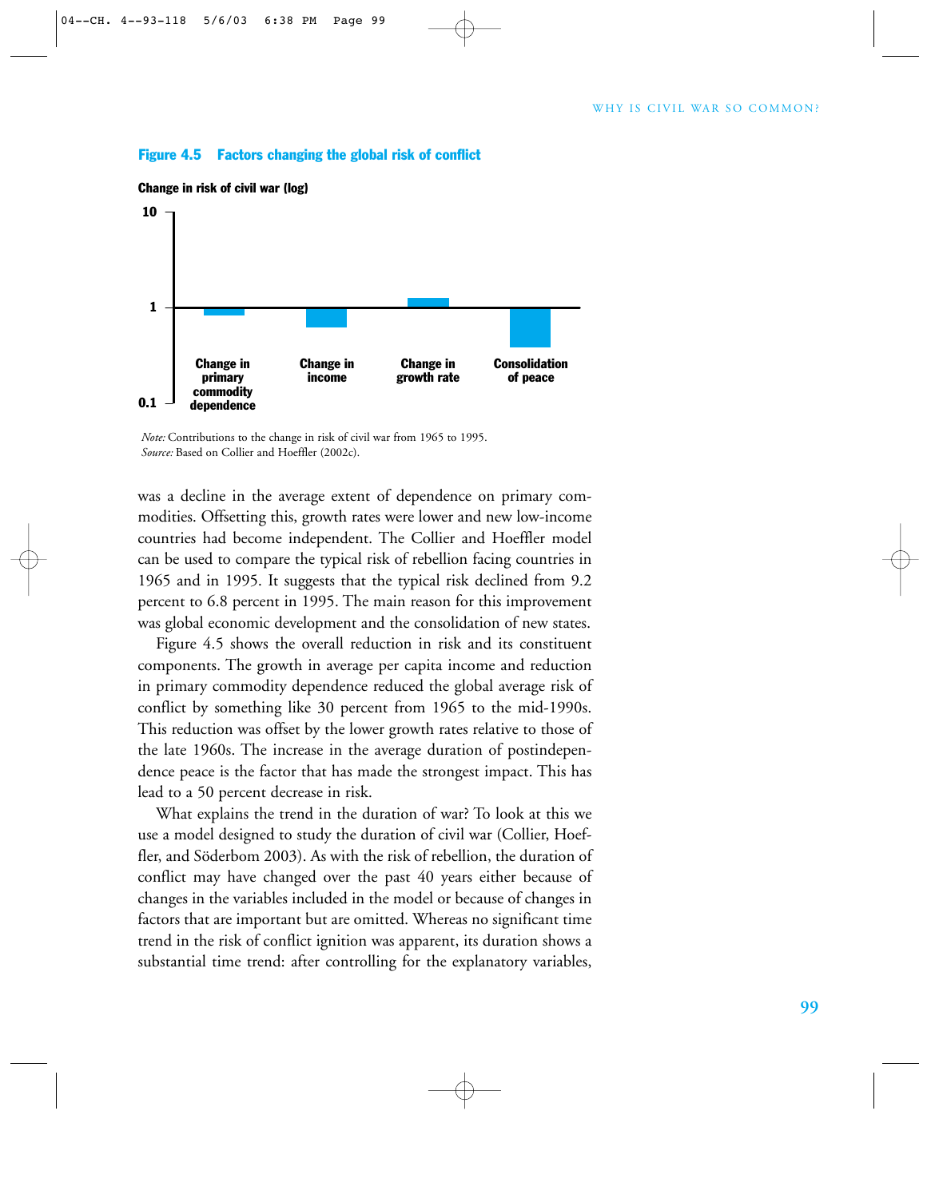**Figure 4.5 Factors changing the global risk of conflict**

**Change in risk of civil war (log)**

10

1

0.1

**Change in primary commodity dependence** | **Change in income** | **Change in growth rate** | **Consolidation of peace**

*Note:* Contributions to the change in risk of civil war from 1965 to 1995.
*Source:* Based on Collier and Hoeffler (2002c).

was a decline in the average extent of dependence on primary commodities. Offsetting this, growth rates were lower and new low-income countries had become independent. The Collier and Hoeffler model can be used to compare the typical risk of rebellion facing countries in 1965 and in 1995. It suggests that the typical risk declined from 9.2 percent to 6.8 percent in 1995. The main reason for this improvement was global economic development and the consolidation of new states.

Figure 4.5 shows the overall reduction in risk and its constituent components. The growth in average per capita income and reduction in primary commodity dependence reduced the global average risk of conflict by something like 30 percent from 1965 to the mid-1990s. This reduction was offset by the lower growth rates relative to those of the late 1960s. The increase in the average duration of postindependence peace is the factor that has made the strongest impact. This has lead to a 50 percent decrease in risk.

What explains the trend in the duration of war? To look at this we use a model designed to study the duration of civil war (Collier, Hoeffler, and Söderbom 2003). As with the risk of rebellion, the duration of conflict may have changed over the past 40 years either because of changes in the variables included in the model or because of changes in factors that are important but are omitted. Whereas no significant time trend in the risk of conflict ignition was apparent, its duration shows a substantial time trend: after controlling for the explanatory variables,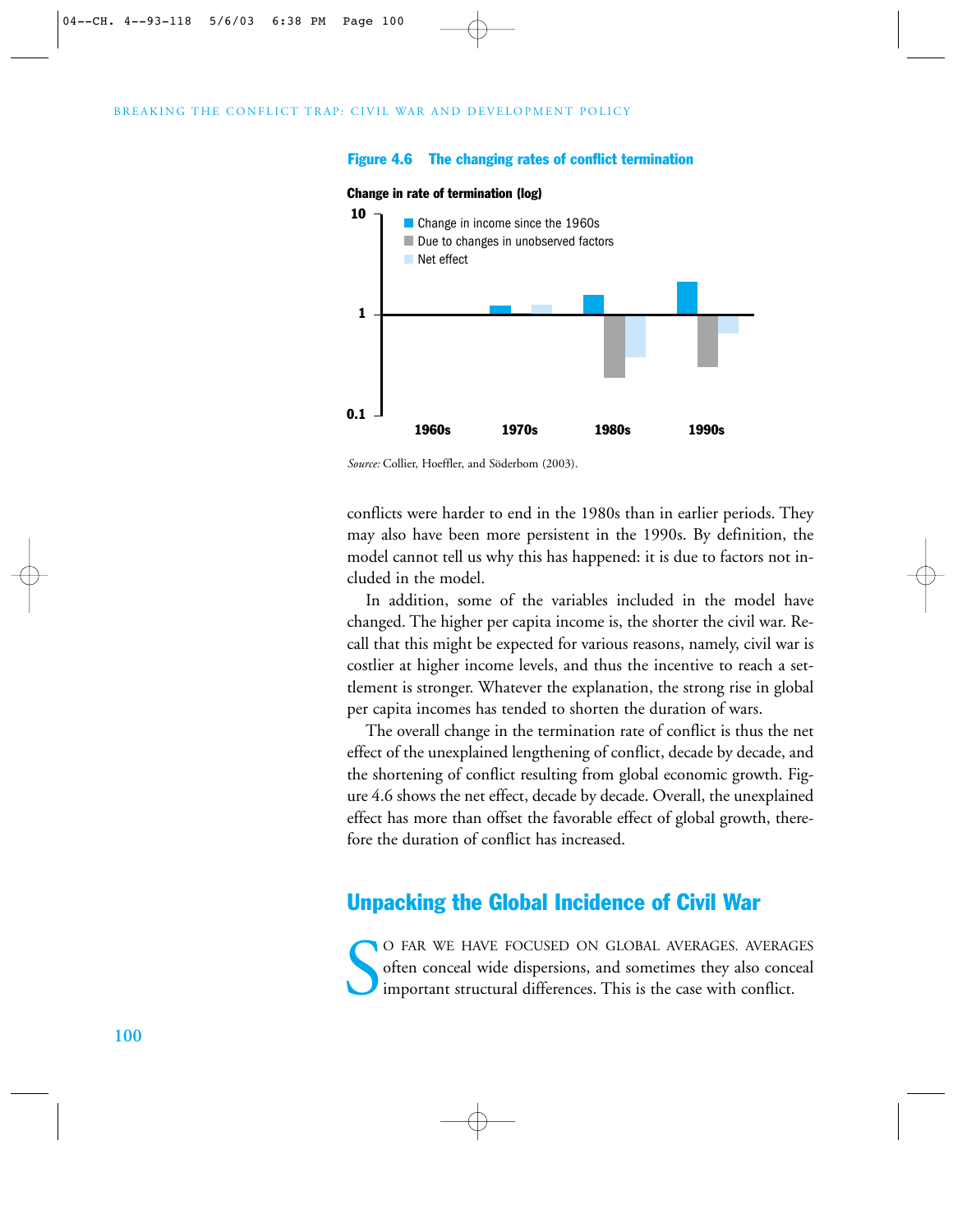**Figure 4.6 The changing rates of conflict termination**

*Source:* Collier, Hoeffler, and Söderbom (2003).

conflicts were harder to end in the 1980s than in earlier periods. They may also have been more persistent in the 1990s. By definition, the model cannot tell us why this has happened: it is due to factors not included in the model.

In addition, some of the variables included in the model have changed. The higher per capita income is, the shorter the civil war. Recall that this might be expected for various reasons, namely, civil war is costlier at higher income levels, and thus the incentive to reach a settlement is stronger. Whatever the explanation, the strong rise in global per capita incomes has tended to shorten the duration of wars.

The overall change in the termination rate of conflict is thus the net effect of the unexplained lengthening of conflict, decade by decade, and the shortening of conflict resulting from global economic growth. Figure 4.6 shows the net effect, decade by decade. Overall, the unexplained effect has more than offset the favorable effect of global growth, therefore the duration of conflict has increased.

## Unpacking the Global Incidence of Civil War

So far we have focused on global averages. Averages often conceal wide dispersions, and sometimes they also conceal important structural differences. This is the case with conflict.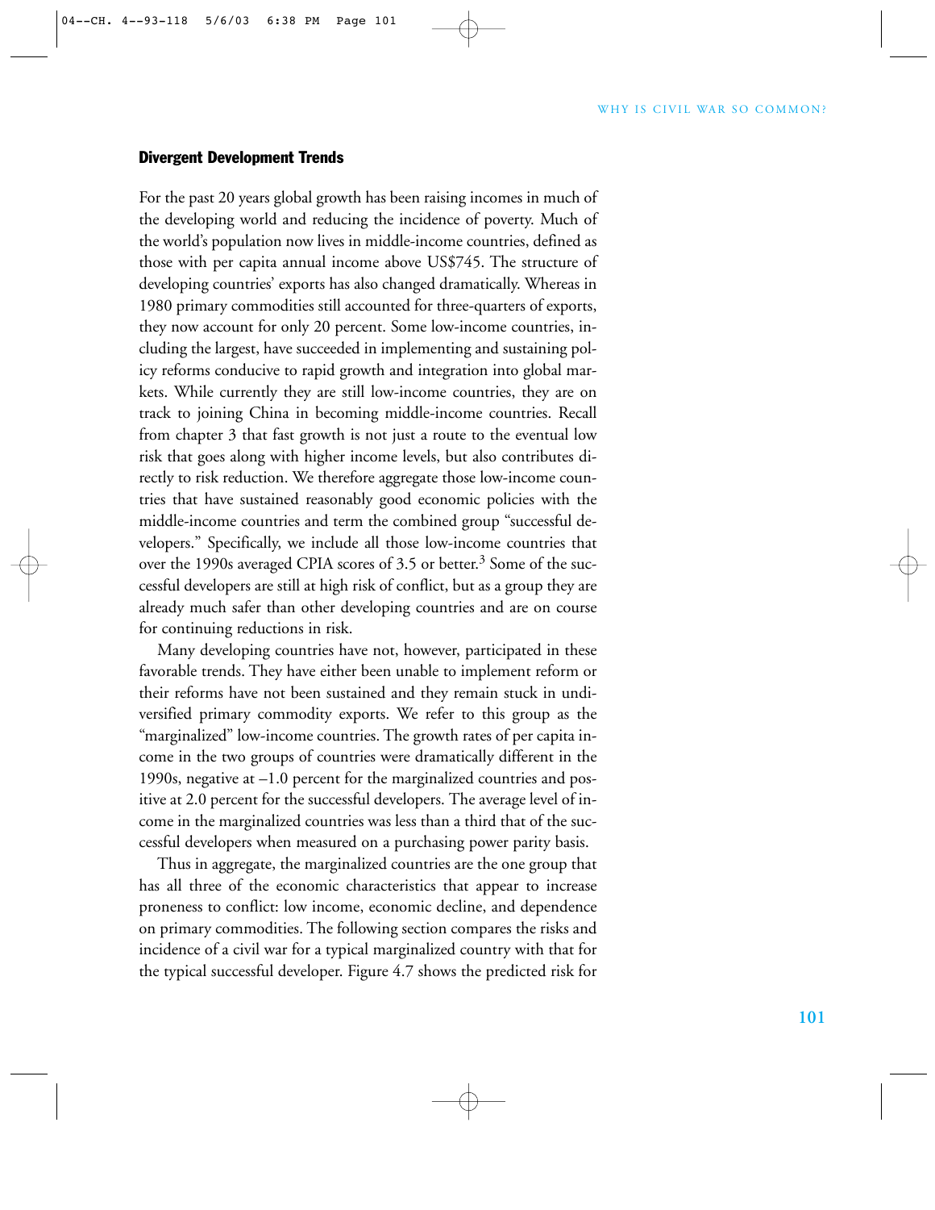## Divergent Development Trends

For the past 20 years global growth has been raising incomes in much of the developing world and reducing the incidence of poverty. Much of the world's population now lives in middle-income countries, defined as those with per capita annual income above US$745. The structure of developing countries' exports has also changed dramatically. Whereas in 1980 primary commodities still accounted for three-quarters of exports, they now account for only 20 percent. Some low-income countries, including the largest, have succeeded in implementing and sustaining policy reforms conducive to rapid growth and integration into global markets. While currently they are still low-income countries, they are on track to joining China in becoming middle-income countries. Recall from chapter 3 that fast growth is not just a route to the eventual low risk that goes along with higher income levels, but also contributes directly to risk reduction. We therefore aggregate those low-income countries that have sustained reasonably good economic policies with the middle-income countries and term the combined group "successful developers." Specifically, we include all those low-income countries that over the 1990s averaged CPIA scores of 3.5 or better.[3] Some of the successful developers are still at high risk of conflict, but as a group they are already much safer than other developing countries and are on course for continuing reductions in risk.

Many developing countries have not, however, participated in these favorable trends. They have either been unable to implement reform or their reforms have not been sustained and they remain stuck in undiversified primary commodity exports. We refer to this group as the "marginalized" low-income countries. The growth rates of per capita income in the two groups of countries were dramatically different in the 1990s, negative at –1.0 percent for the marginalized countries and positive at 2.0 percent for the successful developers. The average level of income in the marginalized countries was less than a third that of the successful developers when measured on a purchasing power parity basis.

Thus in aggregate, the marginalized countries are the one group that has all three of the economic characteristics that appear to increase proneness to conflict: low income, economic decline, and dependence on primary commodities. The following section compares the risks and incidence of a civil war for a typical marginalized country with that for the typical successful developer. Figure 4.7 shows the predicted risk for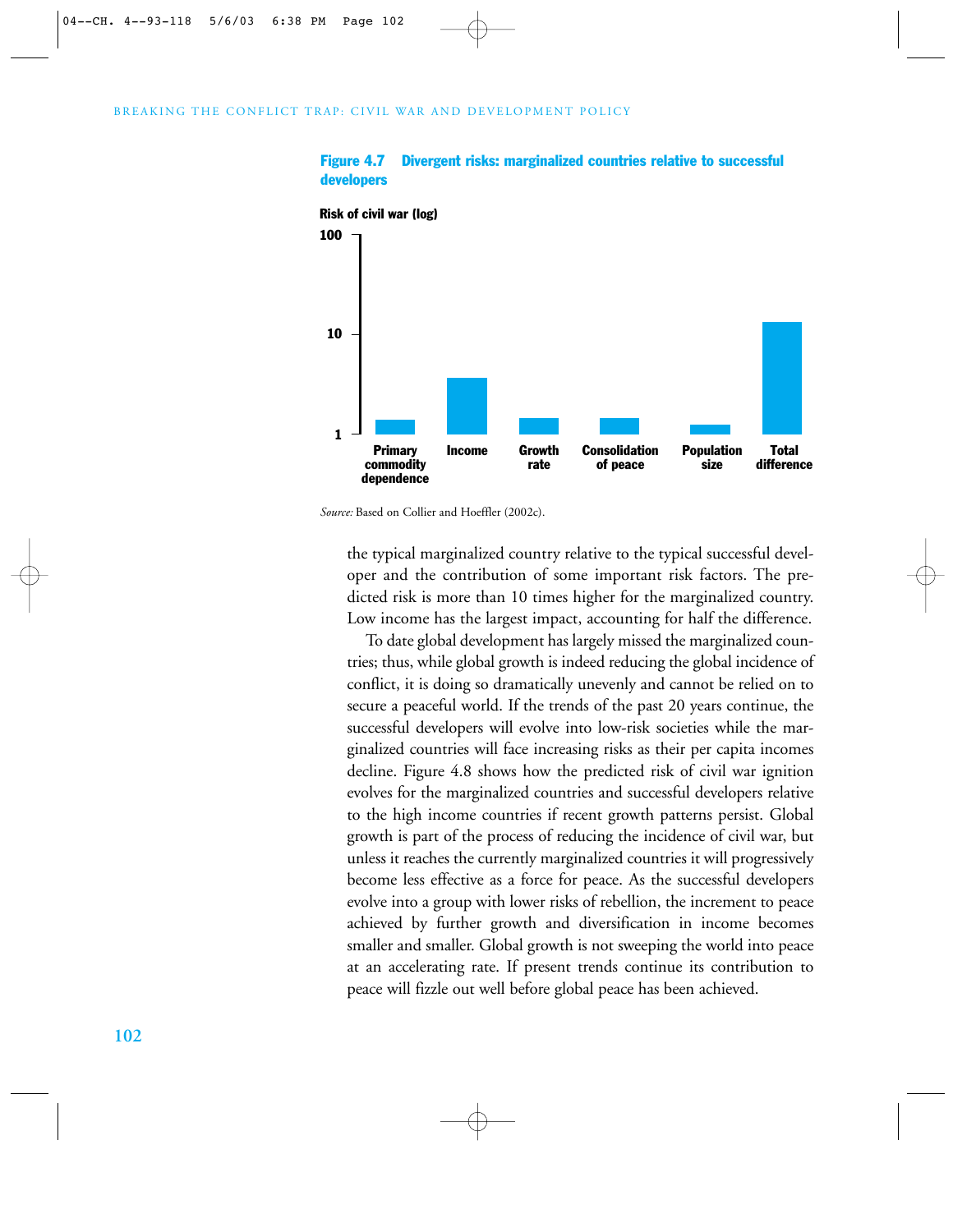**Figure 4.7 Divergent risks: marginalized countries relative to successful developers**

Risk of civil war (log)

100

10

1

Primary commodity dependence | Income | Growth rate | Consolidation of peace | Population size | Total difference

*Source:* Based on Collier and Hoeffler (2002c).

the typical marginalized country relative to the typical successful developer and the contribution of some important risk factors. The predicted risk is more than 10 times higher for the marginalized country. Low income has the largest impact, accounting for half the difference.

To date global development has largely missed the marginalized countries; thus, while global growth is indeed reducing the global incidence of conflict, it is doing so dramatically unevenly and cannot be relied on to secure a peaceful world. If the trends of the past 20 years continue, the successful developers will evolve into low-risk societies while the marginalized countries will face increasing risks as their per capita incomes decline. Figure 4.8 shows how the predicted risk of civil war ignition evolves for the marginalized countries and successful developers relative to the high income countries if recent growth patterns persist. Global growth is part of the process of reducing the incidence of civil war, but unless it reaches the currently marginalized countries it will progressively become less effective as a force for peace. As the successful developers evolve into a group with lower risks of rebellion, the increment to peace achieved by further growth and diversification in income becomes smaller and smaller. Global growth is not sweeping the world into peace at an accelerating rate. If present trends continue its contribution to peace will fizzle out well before global peace has been achieved.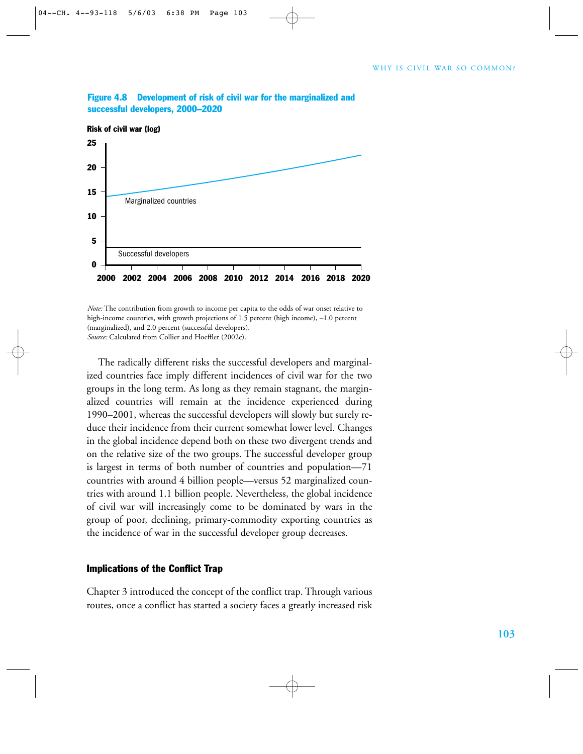**Figure 4.8 Development of risk of civil war for the marginalized and successful developers, 2000–2020**

*Note:* The contribution from growth to income per capita to the odds of war onset relative to high-income countries, with growth projections of 1.5 percent (high income), –1.0 percent (marginalized), and 2.0 percent (successful developers).
*Source:* Calculated from Collier and Hoeffler (2002c).

The radically different risks the successful developers and marginalized countries face imply different incidences of civil war for the two groups in the long term. As long as they remain stagnant, the marginalized countries will remain at the incidence experienced during 1990–2001, whereas the successful developers will slowly but surely reduce their incidence from their current somewhat lower level. Changes in the global incidence depend both on these two divergent trends and on the relative size of the two groups. The successful developer group is largest in terms of both number of countries and population—71 countries with around 4 billion people—versus 52 marginalized countries with around 1.1 billion people. Nevertheless, the global incidence of civil war will increasingly come to be dominated by wars in the group of poor, declining, primary-commodity exporting countries as the incidence of war in the successful developer group decreases.

### Implications of the Conflict Trap

Chapter 3 introduced the concept of the conflict trap. Through various routes, once a conflict has started a society faces a greatly increased risk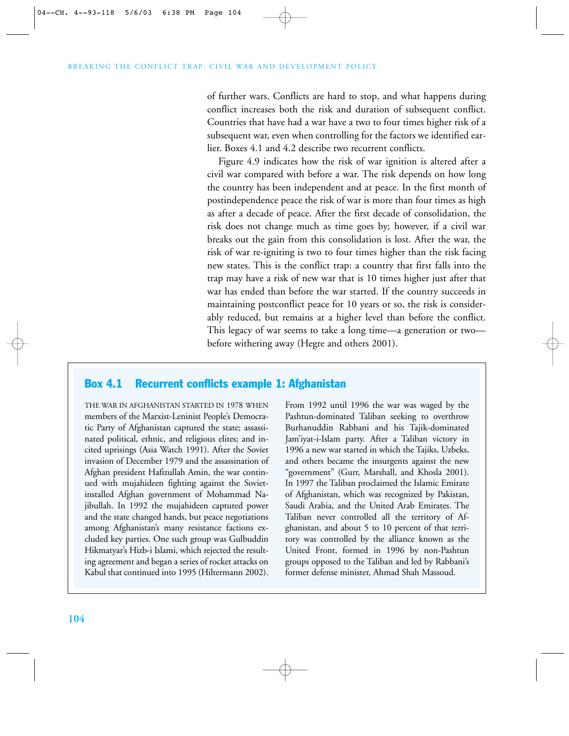of further wars. Conflicts are hard to stop, and what happens during conflict increases both the risk and duration of subsequent conflict. Countries that have had a war have a two to four times higher risk of a subsequent war, even when controlling for the factors we identified earlier. Boxes 4.1 and 4.2 describe two recurrent conflicts.

Figure 4.9 indicates how the risk of war ignition is altered after a civil war compared with before a war. The risk depends on how long the country has been independent and at peace. In the first month of postindependence peace the risk of war is more than four times as high as after a decade of peace. After the first decade of consolidation, the risk does not change much as time goes by; however, if a civil war breaks out the gain from this consolidation is lost. After the war, the risk of war re-igniting is two to four times higher than the risk facing new states. This is the conflict trap: a country that first falls into the trap may have a risk of new war that is 10 times higher just after that war has ended than before the war started. If the country succeeds in maintaining postconflict peace for 10 years or so, the risk is considerably reduced, but remains at a higher level than before the conflict. This legacy of war seems to take a long time—a generation or two—before withering away (Hegre and others 2001).

## Box 4.1 Recurrent conflicts example 1: Afghanistan

THE WAR IN AFGHANISTAN STARTED IN 1978 WHEN members of the Marxist-Leninist People's Democratic Party of Afghanistan captured the state; assassinated political, ethnic, and religious elites; and incited uprisings (Asia Watch 1991). After the Soviet invasion of December 1979 and the assassination of Afghan president Hafizullah Amin, the war continued with mujahideen fighting against the Soviet-installed Afghan government of Mohammad Najibullah. In 1992 the mujahideen captured power and the state changed hands, but peace negotiations among Afghanistan's many resistance factions excluded key parties. One such group was Gulbuddin Hikmatyar's Hizb-i Islami, which rejected the resulting agreement and began a series of rocket attacks on Kabul that continued into 1995 (Hiltermann 2002). From 1992 until 1996 the war was waged by the Pashtun-dominated Taliban seeking to overthrow Burhanuddin Rabbani and his Tajik-dominated Jam'iyat-i-Islam party. After a Taliban victory in 1996 a new war started in which the Tajiks, Uzbeks, and others became the insurgents against the new "government" (Gurr, Marshall, and Khosla 2001). In 1997 the Taliban proclaimed the Islamic Emirate of Afghanistan, which was recognized by Pakistan, Saudi Arabia, and the United Arab Emirates. The Taliban never controlled all the territory of Afghanistan, and about 5 to 10 percent of that territory was controlled by the alliance known as the United Front, formed in 1996 by non-Pashtun groups opposed to the Taliban and led by Rabbani's former defense minister, Ahmad Shah Massoud.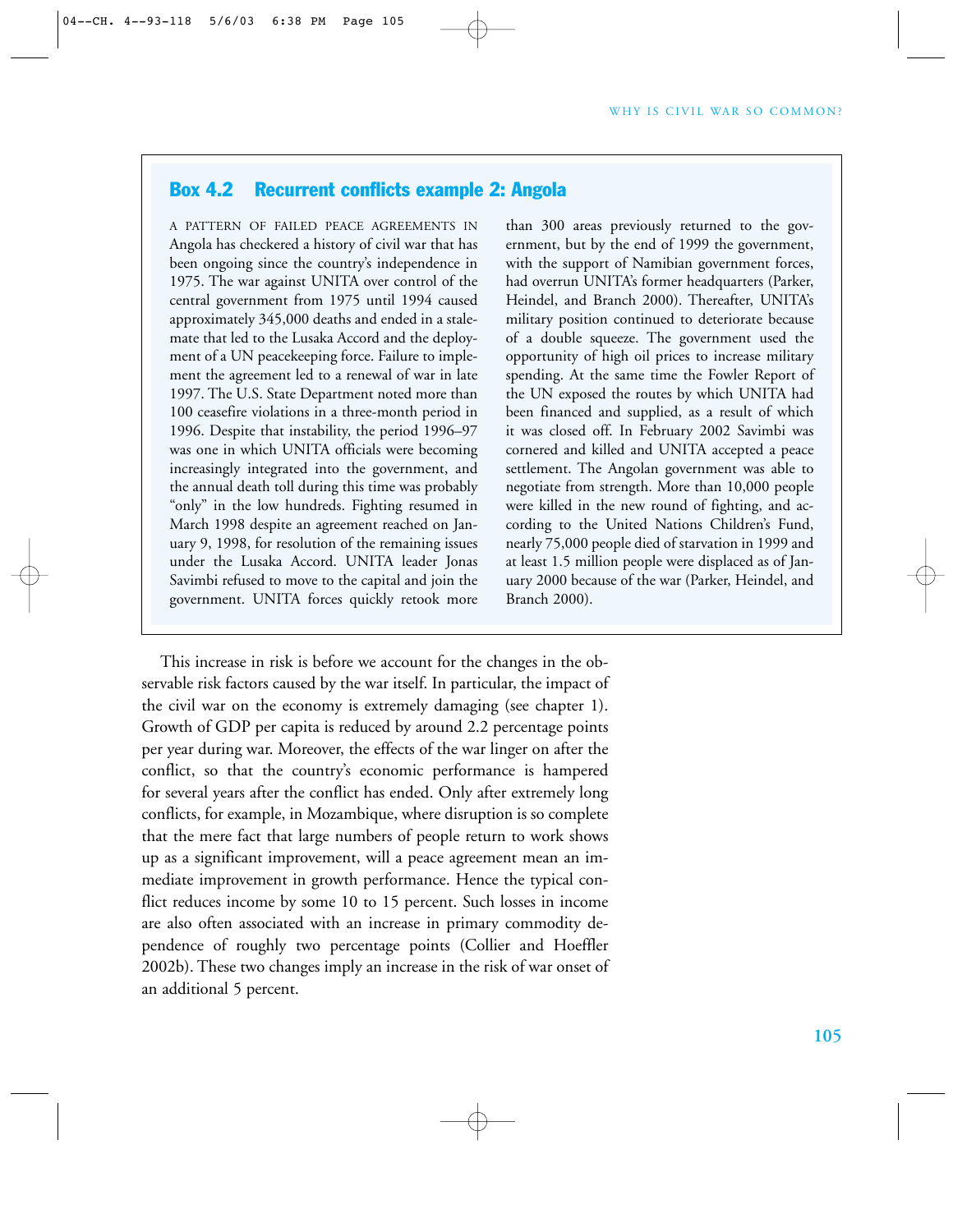### Box 4.2 Recurrent conflicts example 2: Angola

A PATTERN OF FAILED PEACE AGREEMENTS IN Angola has checkered a history of civil war that has been ongoing since the country's independence in 1975. The war against UNITA over control of the central government from 1975 until 1994 caused approximately 345,000 deaths and ended in a stalemate that led to the Lusaka Accord and the deployment of a UN peacekeeping force. Failure to implement the agreement led to a renewal of war in late 1997. The U.S. State Department noted more than 100 ceasefire violations in a three-month period in 1996. Despite that instability, the period 1996–97 was one in which UNITA officials were becoming increasingly integrated into the government, and the annual death toll during this time was probably "only" in the low hundreds. Fighting resumed in March 1998 despite an agreement reached on January 9, 1998, for resolution of the remaining issues under the Lusaka Accord. UNITA leader Jonas Savimbi refused to move to the capital and join the government. UNITA forces quickly retook more than 300 areas previously returned to the government, but by the end of 1999 the government, with the support of Namibian government forces, had overrun UNITA's former headquarters (Parker, Heindel, and Branch 2000). Thereafter, UNITA's military position continued to deteriorate because of a double squeeze. The government used the opportunity of high oil prices to increase military spending. At the same time the Fowler Report of the UN exposed the routes by which UNITA had been financed and supplied, as a result of which it was closed off. In February 2002 Savimbi was cornered and killed and UNITA accepted a peace settlement. The Angolan government was able to negotiate from strength. More than 10,000 people were killed in the new round of fighting, and according to the United Nations Children's Fund, nearly 75,000 people died of starvation in 1999 and at least 1.5 million people were displaced as of January 2000 because of the war (Parker, Heindel, and Branch 2000).

This increase in risk is before we account for the changes in the observable risk factors caused by the war itself. In particular, the impact of the civil war on the economy is extremely damaging (see chapter 1). Growth of GDP per capita is reduced by around 2.2 percentage points per year during war. Moreover, the effects of the war linger on after the conflict, so that the country's economic performance is hampered for several years after the conflict has ended. Only after extremely long conflicts, for example, in Mozambique, where disruption is so complete that the mere fact that large numbers of people return to work shows up as a significant improvement, will a peace agreement mean an immediate improvement in growth performance. Hence the typical conflict reduces income by some 10 to 15 percent. Such losses in income are also often associated with an increase in primary commodity dependence of roughly two percentage points (Collier and Hoeffler 2002b). These two changes imply an increase in the risk of war onset of an additional 5 percent.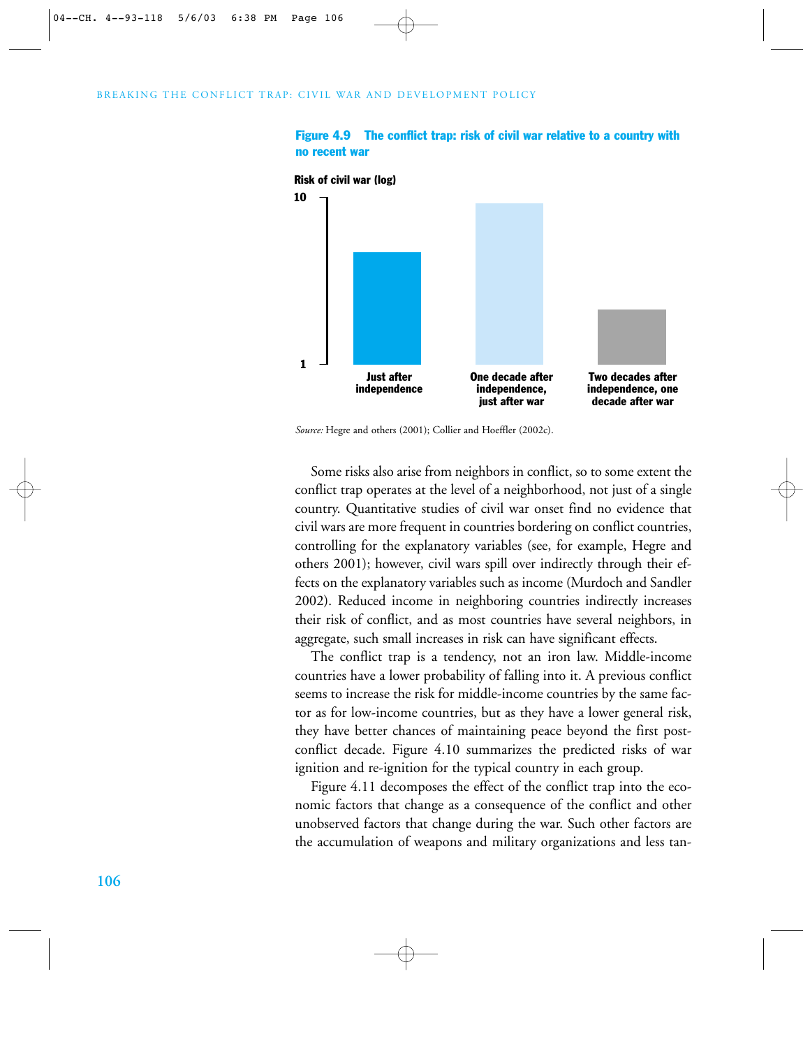**Figure 4.9 The conflict trap: risk of civil war relative to a country with no recent war**

Risk of civil war (log)

10

1

Just after independence

One decade after independence, just after war

Two decades after independence, one decade after war

*Source:* Hegre and others (2001); Collier and Hoeffler (2002c).

Some risks also arise from neighbors in conflict, so to some extent the conflict trap operates at the level of a neighborhood, not just of a single country. Quantitative studies of civil war onset find no evidence that civil wars are more frequent in countries bordering on conflict countries, controlling for the explanatory variables (see, for example, Hegre and others 2001); however, civil wars spill over indirectly through their effects on the explanatory variables such as income (Murdoch and Sandler 2002). Reduced income in neighboring countries indirectly increases their risk of conflict, and as most countries have several neighbors, in aggregate, such small increases in risk can have significant effects.

The conflict trap is a tendency, not an iron law. Middle-income countries have a lower probability of falling into it. A previous conflict seems to increase the risk for middle-income countries by the same factor as for low-income countries, but as they have a lower general risk, they have better chances of maintaining peace beyond the first post-conflict decade. Figure 4.10 summarizes the predicted risks of war ignition and re-ignition for the typical country in each group.

Figure 4.11 decomposes the effect of the conflict trap into the economic factors that change as a consequence of the conflict and other unobserved factors that change during the war. Such other factors are the accumulation of weapons and military organizations and less tan-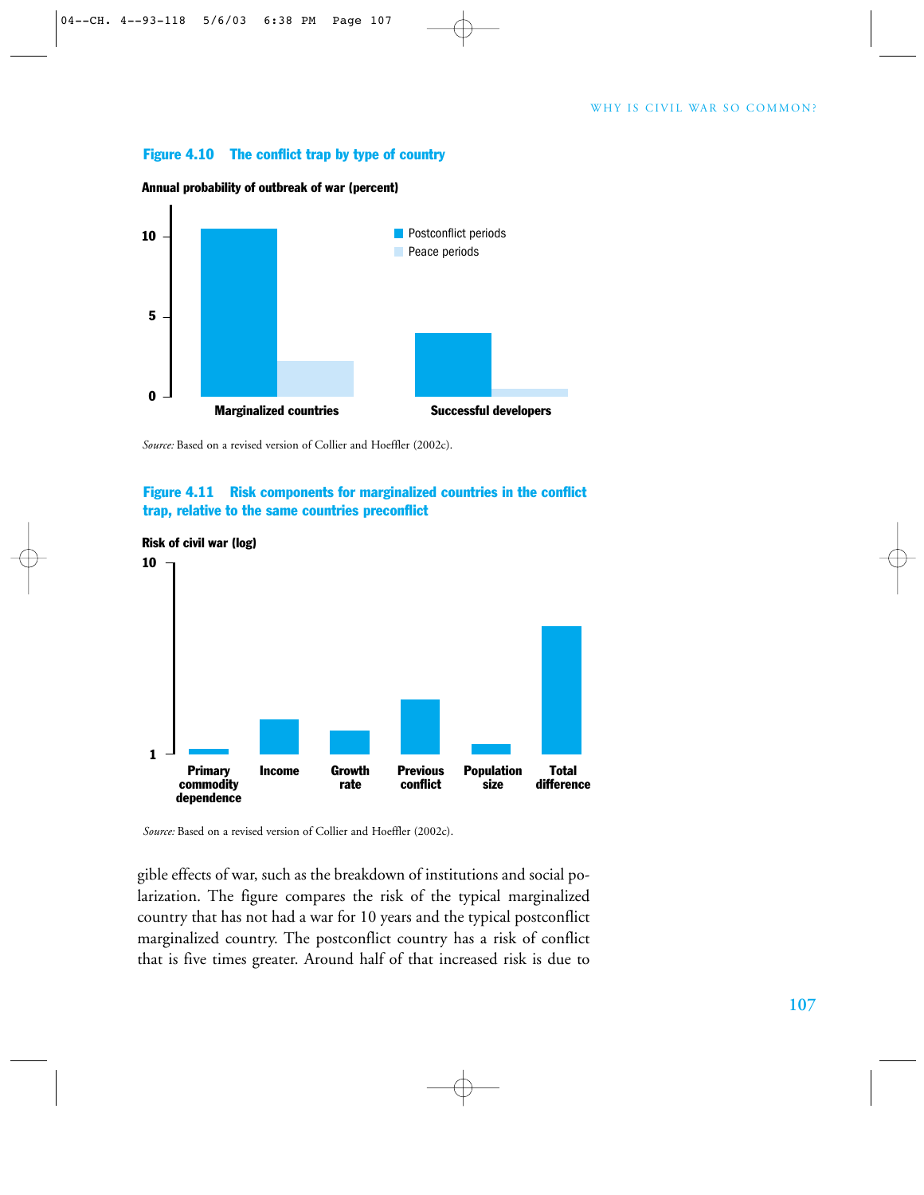**Figure 4.10 The conflict trap by type of country**

*Source:* Based on a revised version of Collier and Hoeffler (2002c).

**Figure 4.11 Risk components for marginalized countries in the conflict trap, relative to the same countries preconflict**

*Source:* Based on a revised version of Collier and Hoeffler (2002c).

gible effects of war, such as the breakdown of institutions and social polarization. The figure compares the risk of the typical marginalized country that has not had a war for 10 years and the typical postconflict marginalized country. The postconflict country has a risk of conflict that is five times greater. Around half of that increased risk is due to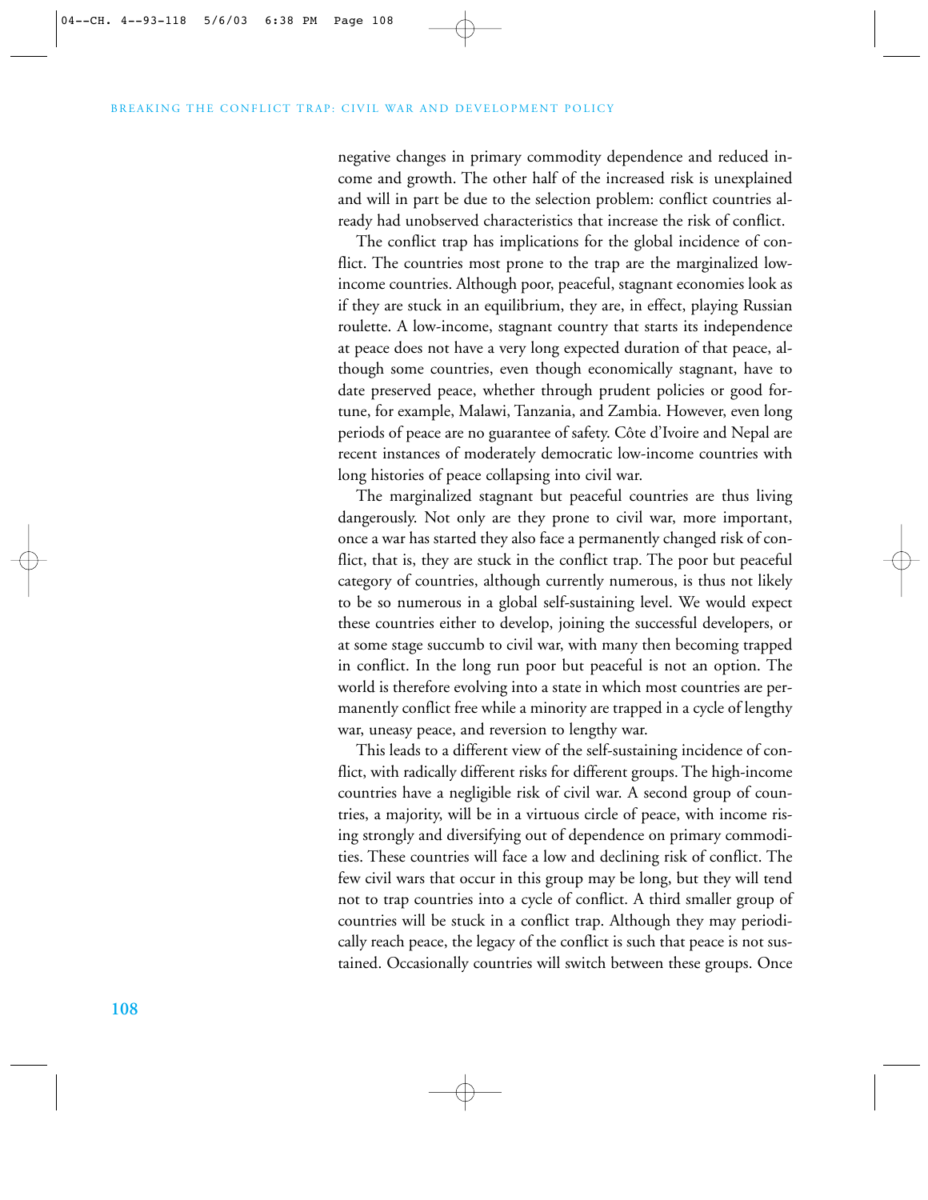negative changes in primary commodity dependence and reduced income and growth. The other half of the increased risk is unexplained and will in part be due to the selection problem: conflict countries already had unobserved characteristics that increase the risk of conflict.

The conflict trap has implications for the global incidence of conflict. The countries most prone to the trap are the marginalized low-income countries. Although poor, peaceful, stagnant economies look as if they are stuck in an equilibrium, they are, in effect, playing Russian roulette. A low-income, stagnant country that starts its independence at peace does not have a very long expected duration of that peace, although some countries, even though economically stagnant, have to date preserved peace, whether through prudent policies or good fortune, for example, Malawi, Tanzania, and Zambia. However, even long periods of peace are no guarantee of safety. Côte d'Ivoire and Nepal are recent instances of moderately democratic low-income countries with long histories of peace collapsing into civil war.

The marginalized stagnant but peaceful countries are thus living dangerously. Not only are they prone to civil war, more important, once a war has started they also face a permanently changed risk of conflict, that is, they are stuck in the conflict trap. The poor but peaceful category of countries, although currently numerous, is thus not likely to be so numerous in a global self-sustaining level. We would expect these countries either to develop, joining the successful developers, or at some stage succumb to civil war, with many then becoming trapped in conflict. In the long run poor but peaceful is not an option. The world is therefore evolving into a state in which most countries are permanently conflict free while a minority are trapped in a cycle of lengthy war, uneasy peace, and reversion to lengthy war.

This leads to a different view of the self-sustaining incidence of conflict, with radically different risks for different groups. The high-income countries have a negligible risk of civil war. A second group of countries, a majority, will be in a virtuous circle of peace, with income rising strongly and diversifying out of dependence on primary commodities. These countries will face a low and declining risk of conflict. The few civil wars that occur in this group may be long, but they will tend not to trap countries into a cycle of conflict. A third smaller group of countries will be stuck in a conflict trap. Although they may periodically reach peace, the legacy of the conflict is such that peace is not sustained. Occasionally countries will switch between these groups. Once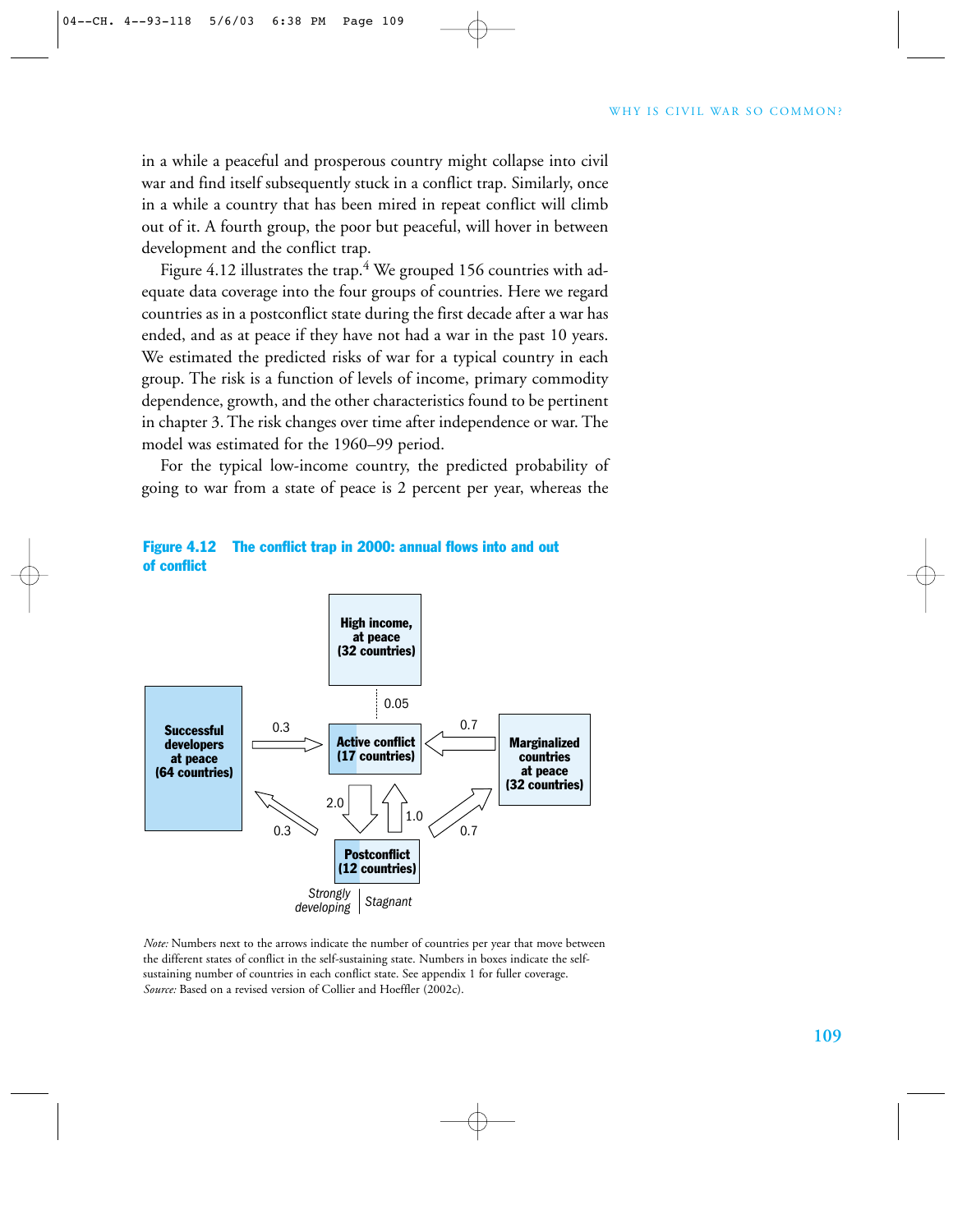in a while a peaceful and prosperous country might collapse into civil war and find itself subsequently stuck in a conflict trap. Similarly, once in a while a country that has been mired in repeat conflict will climb out of it. A fourth group, the poor but peaceful, will hover in between development and the conflict trap.

Figure 4.12 illustrates the trap.[4] We grouped 156 countries with adequate data coverage into the four groups of countries. Here we regard countries as in a postconflict state during the first decade after a war has ended, and as at peace if they have not had a war in the past 10 years. We estimated the predicted risks of war for a typical country in each group. The risk is a function of levels of income, primary commodity dependence, growth, and the other characteristics found to be pertinent in chapter 3. The risk changes over time after independence or war. The model was estimated for the 1960–99 period.

For the typical low-income country, the predicted probability of going to war from a state of peace is 2 percent per year, whereas the

**Figure 4.12 The conflict trap in 2000: annual flows into and out of conflict**

High income, at peace (32 countries)

0.05

Successful developers at peace (64 countries)

0.3

Active conflict (17 countries)

0.7

Marginalized countries at peace (32 countries)

2.0

1.0

0.3

0.7

Postconflict (12 countries)

Strongly developing | Stagnant

*Note:* Numbers next to the arrows indicate the number of countries per year that move between the different states of conflict in the self-sustaining state. Numbers in boxes indicate the self-sustaining number of countries in each conflict state. See appendix 1 for fuller coverage.
*Source:* Based on a revised version of Collier and Hoeffler (2002c).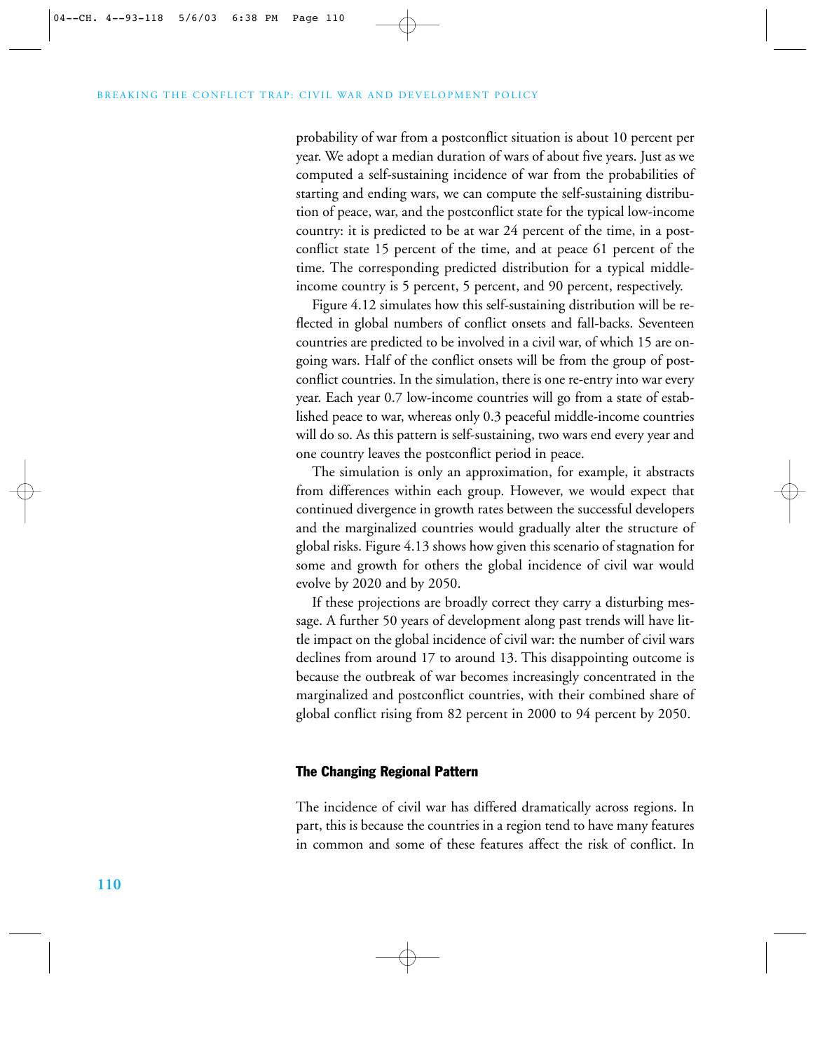probability of war from a postconflict situation is about 10 percent per year. We adopt a median duration of wars of about five years. Just as we computed a self-sustaining incidence of war from the probabilities of starting and ending wars, we can compute the self-sustaining distribution of peace, war, and the postconflict state for the typical low-income country: it is predicted to be at war 24 percent of the time, in a postconflict state 15 percent of the time, and at peace 61 percent of the time. The corresponding predicted distribution for a typical middle-income country is 5 percent, 5 percent, and 90 percent, respectively.

Figure 4.12 simulates how this self-sustaining distribution will be reflected in global numbers of conflict onsets and fall-backs. Seventeen countries are predicted to be involved in a civil war, of which 15 are ongoing wars. Half of the conflict onsets will be from the group of postconflict countries. In the simulation, there is one re-entry into war every year. Each year 0.7 low-income countries will go from a state of established peace to war, whereas only 0.3 peaceful middle-income countries will do so. As this pattern is self-sustaining, two wars end every year and one country leaves the postconflict period in peace.

The simulation is only an approximation, for example, it abstracts from differences within each group. However, we would expect that continued divergence in growth rates between the successful developers and the marginalized countries would gradually alter the structure of global risks. Figure 4.13 shows how given this scenario of stagnation for some and growth for others the global incidence of civil war would evolve by 2020 and by 2050.

If these projections are broadly correct they carry a disturbing message. A further 50 years of development along past trends will have little impact on the global incidence of civil war: the number of civil wars declines from around 17 to around 13. This disappointing outcome is because the outbreak of war becomes increasingly concentrated in the marginalized and postconflict countries, with their combined share of global conflict rising from 82 percent in 2000 to 94 percent by 2050.

### The Changing Regional Pattern

The incidence of civil war has differed dramatically across regions. In part, this is because the countries in a region tend to have many features in common and some of these features affect the risk of conflict. In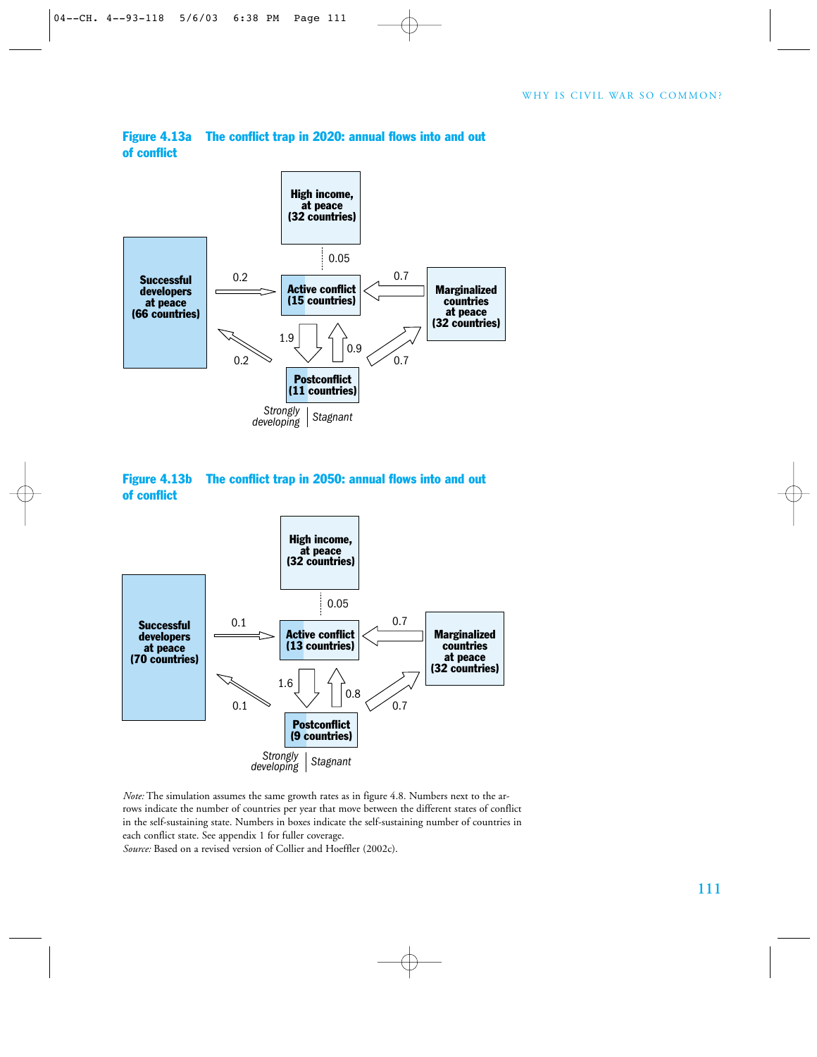**Figure 4.13a The conflict trap in 2020: annual flows into and out of conflict**

High income, at peace (32 countries)

0.05

Successful developers at peace (66 countries)

0.2

Active conflict (15 countries)

0.7

Marginalized countries at peace (32 countries)

1.9

0.9

0.2

0.7

Postconflict (11 countries)

*Strongly developing* | *Stagnant*

**Figure 4.13b The conflict trap in 2050: annual flows into and out of conflict**

High income, at peace (32 countries)

0.05

Successful developers at peace (70 countries)

0.1

Active conflict (13 countries)

0.7

Marginalized countries at peace (32 countries)

1.6

0.8

0.1

0.7

Postconflict (9 countries)

*Strongly developing* | *Stagnant*

*Note:* The simulation assumes the same growth rates as in figure 4.8. Numbers next to the arrows indicate the number of countries per year that move between the different states of conflict in the self-sustaining state. Numbers in boxes indicate the self-sustaining number of countries in each conflict state. See appendix 1 for fuller coverage.

*Source:* Based on a revised version of Collier and Hoeffler (2002c).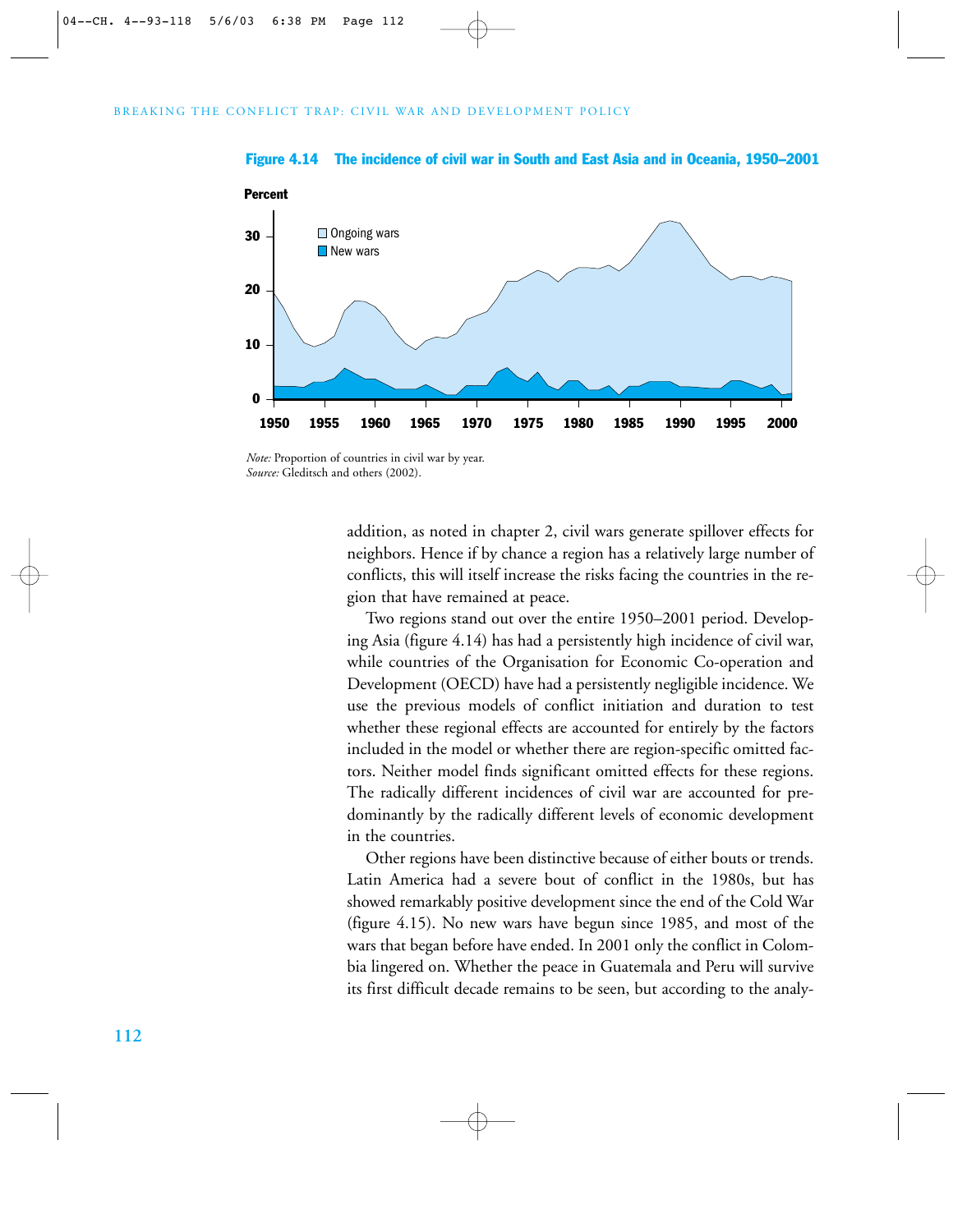**Figure 4.14 The incidence of civil war in South and East Asia and in Oceania, 1950–2001**

*Note:* Proportion of countries in civil war by year.
*Source:* Gleditsch and others (2002).

addition, as noted in chapter 2, civil wars generate spillover effects for neighbors. Hence if by chance a region has a relatively large number of conflicts, this will itself increase the risks facing the countries in the region that have remained at peace.

Two regions stand out over the entire 1950–2001 period. Developing Asia (figure 4.14) has had a persistently high incidence of civil war, while countries of the Organisation for Economic Co-operation and Development (OECD) have had a persistently negligible incidence. We use the previous models of conflict initiation and duration to test whether these regional effects are accounted for entirely by the factors included in the model or whether there are region-specific omitted factors. Neither model finds significant omitted effects for these regions. The radically different incidences of civil war are accounted for predominantly by the radically different levels of economic development in the countries.

Other regions have been distinctive because of either bouts or trends. Latin America had a severe bout of conflict in the 1980s, but has showed remarkably positive development since the end of the Cold War (figure 4.15). No new wars have begun since 1985, and most of the wars that began before have ended. In 2001 only the conflict in Colombia lingered on. Whether the peace in Guatemala and Peru will survive its first difficult decade remains to be seen, but according to the analy-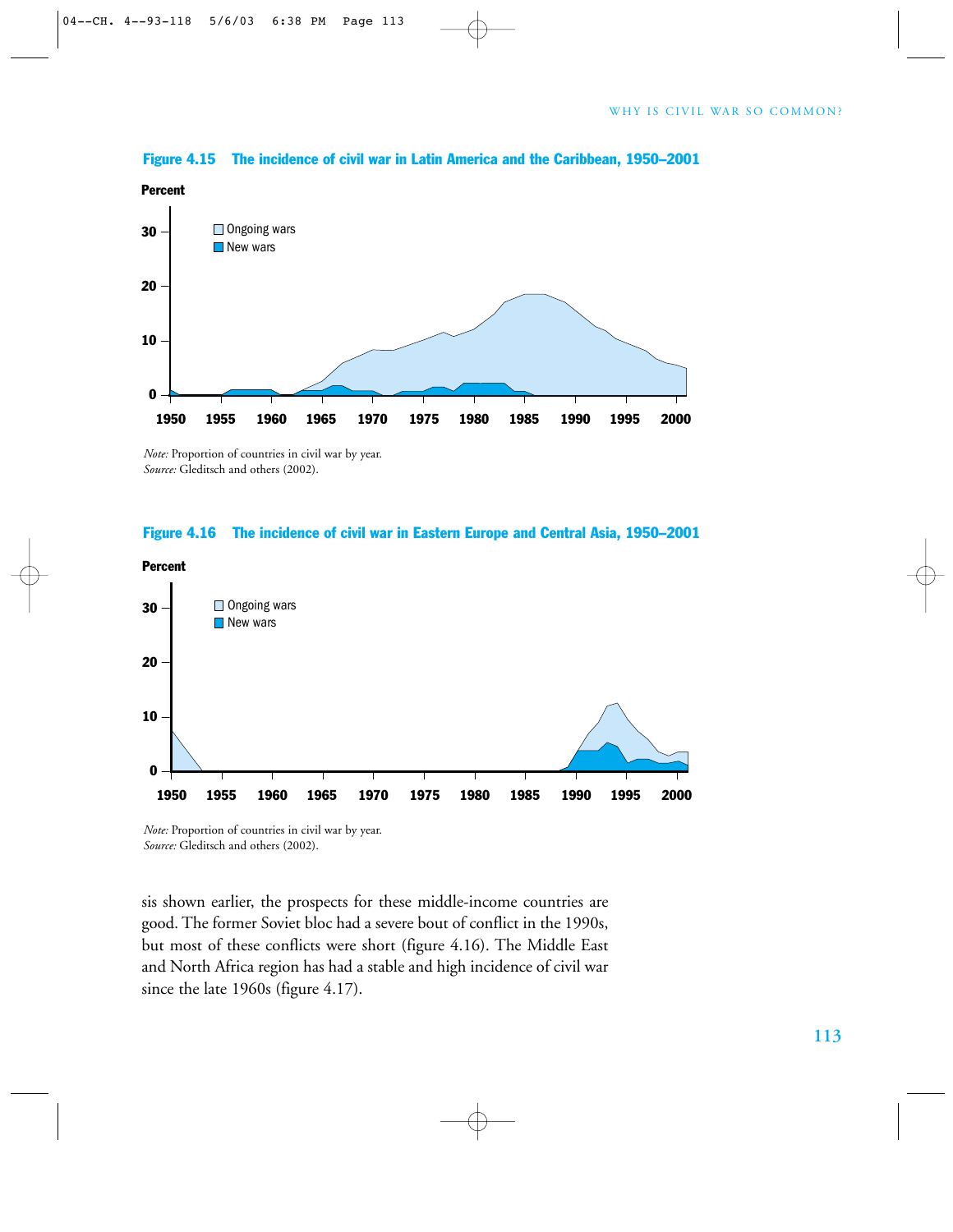**Figure 4.15 The incidence of civil war in Latin America and the Caribbean, 1950–2001**

*Note:* Proportion of countries in civil war by year.
*Source:* Gleditsch and others (2002).

**Figure 4.16 The incidence of civil war in Eastern Europe and Central Asia, 1950–2001**

*Note:* Proportion of countries in civil war by year.
*Source:* Gleditsch and others (2002).

sis shown earlier, the prospects for these middle-income countries are good. The former Soviet bloc had a severe bout of conflict in the 1990s, but most of these conflicts were short (figure 4.16). The Middle East and North Africa region has had a stable and high incidence of civil war since the late 1960s (figure 4.17).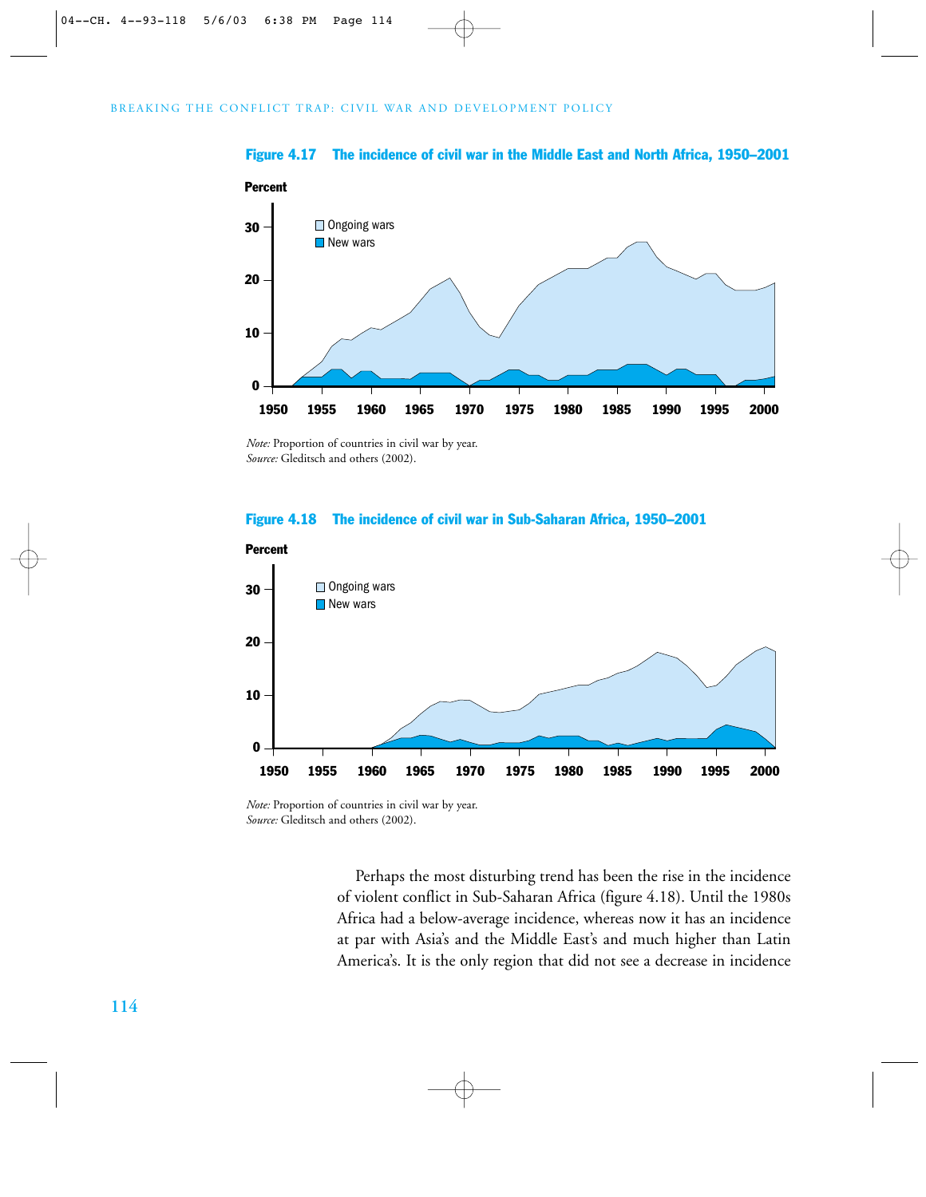**Figure 4.17 The incidence of civil war in the Middle East and North Africa, 1950–2001**

*Note:* Proportion of countries in civil war by year.
*Source:* Gleditsch and others (2002).

**Figure 4.18 The incidence of civil war in Sub-Saharan Africa, 1950–2001**

*Note:* Proportion of countries in civil war by year.
*Source:* Gleditsch and others (2002).

Perhaps the most disturbing trend has been the rise in the incidence of violent conflict in Sub-Saharan Africa (figure 4.18). Until the 1980s Africa had a below-average incidence, whereas now it has an incidence at par with Asia's and the Middle East's and much higher than Latin America's. It is the only region that did not see a decrease in incidence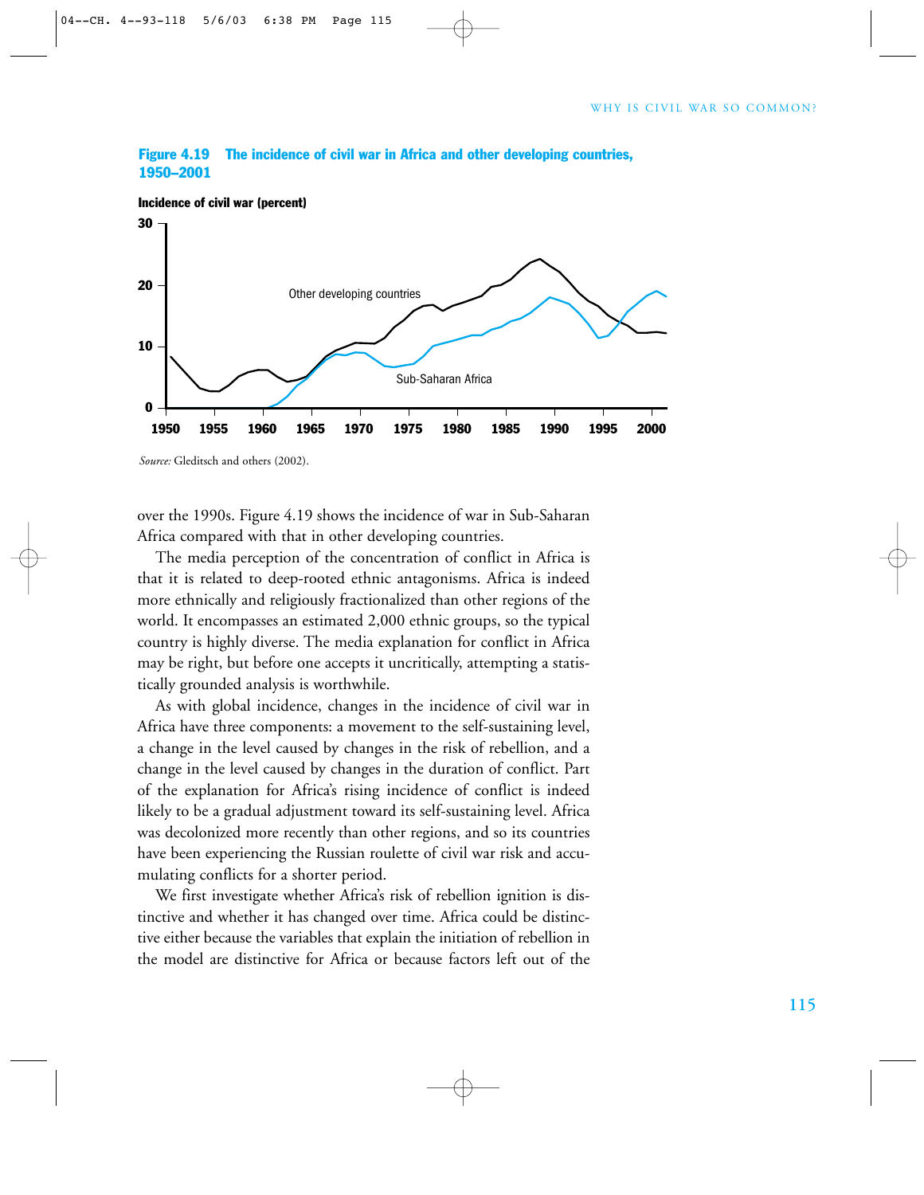**Figure 4.19 The incidence of civil war in Africa and other developing countries, 1950–2001**

*Source:* Gleditsch and others (2002).

over the 1990s. Figure 4.19 shows the incidence of war in Sub-Saharan Africa compared with that in other developing countries.

The media perception of the concentration of conflict in Africa is that it is related to deep-rooted ethnic antagonisms. Africa is indeed more ethnically and religiously fractionalized than other regions of the world. It encompasses an estimated 2,000 ethnic groups, so the typical country is highly diverse. The media explanation for conflict in Africa may be right, but before one accepts it uncritically, attempting a statistically grounded analysis is worthwhile.

As with global incidence, changes in the incidence of civil war in Africa have three components: a movement to the self-sustaining level, a change in the level caused by changes in the risk of rebellion, and a change in the level caused by changes in the duration of conflict. Part of the explanation for Africa's rising incidence of conflict is indeed likely to be a gradual adjustment toward its self-sustaining level. Africa was decolonized more recently than other regions, and so its countries have been experiencing the Russian roulette of civil war risk and accumulating conflicts for a shorter period.

We first investigate whether Africa's risk of rebellion ignition is distinctive and whether it has changed over time. Africa could be distinctive either because the variables that explain the initiation of rebellion in the model are distinctive for Africa or because factors left out of the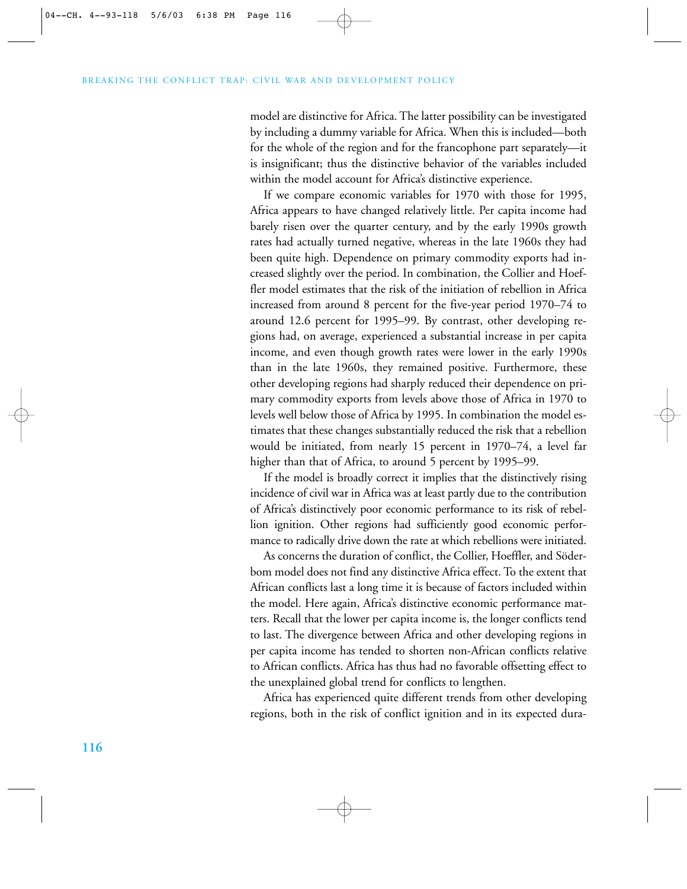model are distinctive for Africa. The latter possibility can be investigated by including a dummy variable for Africa. When this is included—both for the whole of the region and for the francophone part separately—it is insignificant; thus the distinctive behavior of the variables included within the model account for Africa's distinctive experience.

If we compare economic variables for 1970 with those for 1995, Africa appears to have changed relatively little. Per capita income had barely risen over the quarter century, and by the early 1990s growth rates had actually turned negative, whereas in the late 1960s they had been quite high. Dependence on primary commodity exports had increased slightly over the period. In combination, the Collier and Hoeffler model estimates that the risk of the initiation of rebellion in Africa increased from around 8 percent for the five-year period 1970–74 to around 12.6 percent for 1995–99. By contrast, other developing regions had, on average, experienced a substantial increase in per capita income, and even though growth rates were lower in the early 1990s than in the late 1960s, they remained positive. Furthermore, these other developing regions had sharply reduced their dependence on primary commodity exports from levels above those of Africa in 1970 to levels well below those of Africa by 1995. In combination the model estimates that these changes substantially reduced the risk that a rebellion would be initiated, from nearly 15 percent in 1970–74, a level far higher than that of Africa, to around 5 percent by 1995–99.

If the model is broadly correct it implies that the distinctively rising incidence of civil war in Africa was at least partly due to the contribution of Africa's distinctively poor economic performance to its risk of rebellion ignition. Other regions had sufficiently good economic performance to radically drive down the rate at which rebellions were initiated.

As concerns the duration of conflict, the Collier, Hoeffler, and Söderbom model does not find any distinctive Africa effect. To the extent that African conflicts last a long time it is because of factors included within the model. Here again, Africa's distinctive economic performance matters. Recall that the lower per capita income is, the longer conflicts tend to last. The divergence between Africa and other developing regions in per capita income has tended to shorten non-African conflicts relative to African conflicts. Africa has thus had no favorable offsetting effect to the unexplained global trend for conflicts to lengthen.

Africa has experienced quite different trends from other developing regions, both in the risk of conflict ignition and in its expected dura-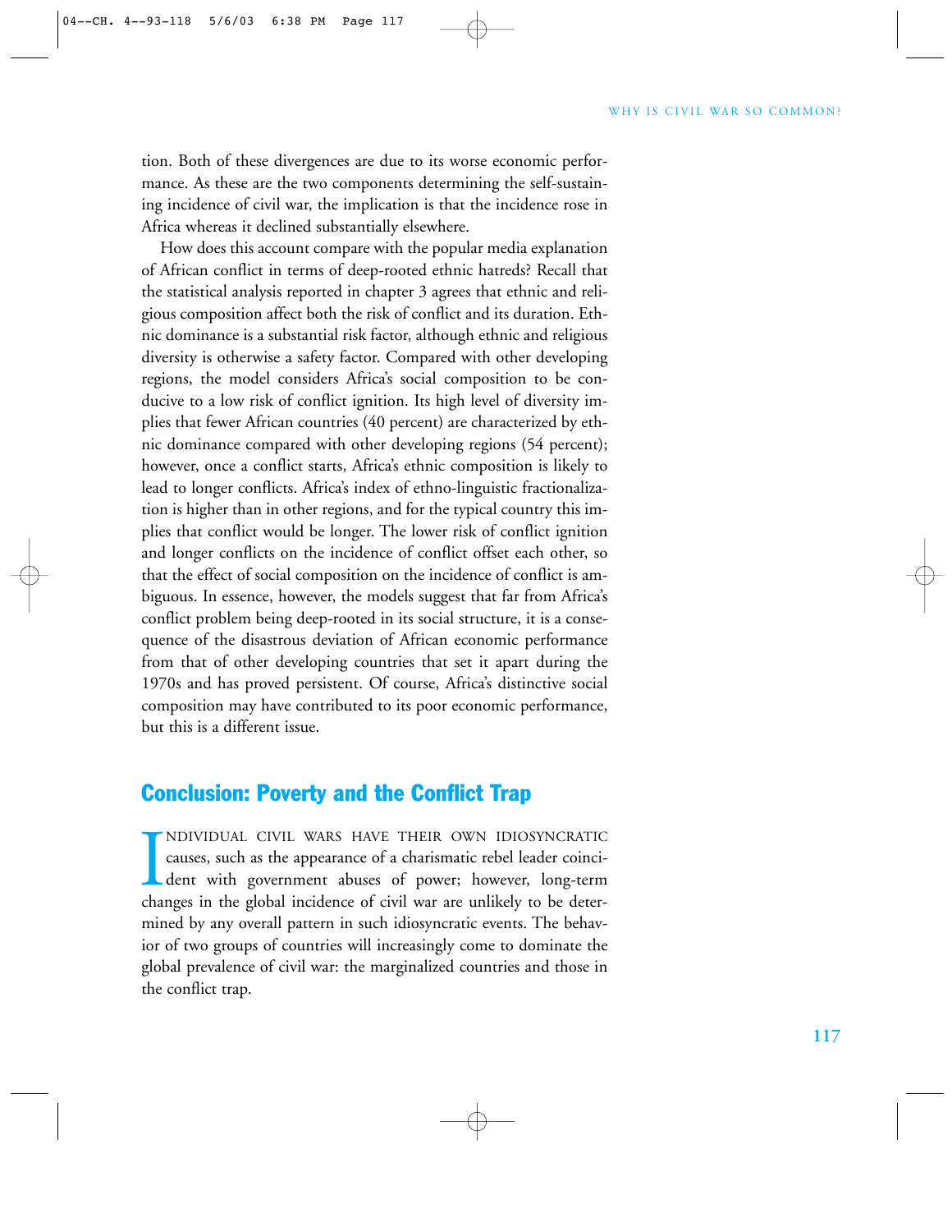tion. Both of these divergences are due to its worse economic performance. As these are the two components determining the self-sustaining incidence of civil war, the implication is that the incidence rose in Africa whereas it declined substantially elsewhere.

How does this account compare with the popular media explanation of African conflict in terms of deep-rooted ethnic hatreds? Recall that the statistical analysis reported in chapter 3 agrees that ethnic and religious composition affect both the risk of conflict and its duration. Ethnic dominance is a substantial risk factor, although ethnic and religious diversity is otherwise a safety factor. Compared with other developing regions, the model considers Africa's social composition to be conducive to a low risk of conflict ignition. Its high level of diversity implies that fewer African countries (40 percent) are characterized by ethnic dominance compared with other developing regions (54 percent); however, once a conflict starts, Africa's ethnic composition is likely to lead to longer conflicts. Africa's index of ethno-linguistic fractionalization is higher than in other regions, and for the typical country this implies that conflict would be longer. The lower risk of conflict ignition and longer conflicts on the incidence of conflict offset each other, so that the effect of social composition on the incidence of conflict is ambiguous. In essence, however, the models suggest that far from Africa's conflict problem being deep-rooted in its social structure, it is a consequence of the disastrous deviation of African economic performance from that of other developing countries that set it apart during the 1970s and has proved persistent. Of course, Africa's distinctive social composition may have contributed to its poor economic performance, but this is a different issue.

## Conclusion: Poverty and the Conflict Trap

INDIVIDUAL CIVIL WARS HAVE THEIR OWN IDIOSYNCRATIC causes, such as the appearance of a charismatic rebel leader coincident with government abuses of power; however, long-term changes in the global incidence of civil war are unlikely to be determined by any overall pattern in such idiosyncratic events. The behavior of two groups of countries will increasingly come to dominate the global prevalence of civil war: the marginalized countries and those in the conflict trap.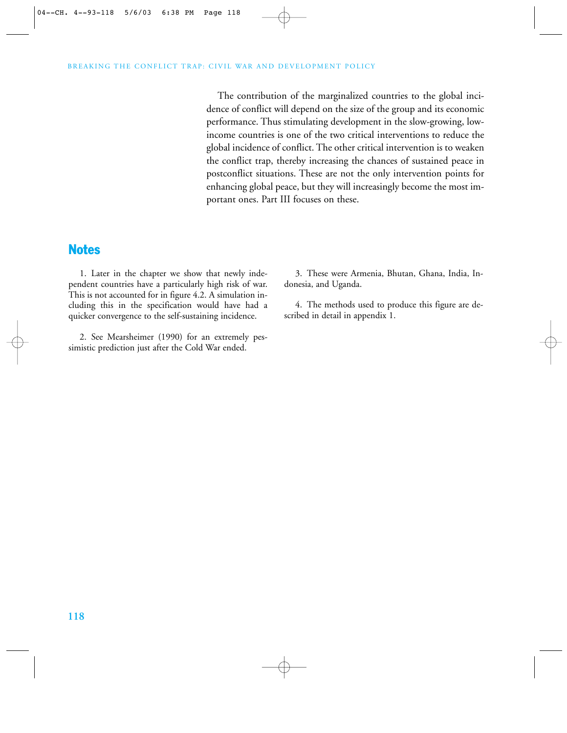The contribution of the marginalized countries to the global incidence of conflict will depend on the size of the group and its economic performance. Thus stimulating development in the slow-growing, low-income countries is one of the two critical interventions to reduce the global incidence of conflict. The other critical intervention is to weaken the conflict trap, thereby increasing the chances of sustained peace in postconflict situations. These are not the only intervention points for enhancing global peace, but they will increasingly become the most important ones. Part III focuses on these.

## Notes

1. Later in the chapter we show that newly independent countries have a particularly high risk of war. This is not accounted for in figure 4.2. A simulation including this in the specification would have had a quicker convergence to the self-sustaining incidence.

2. See Mearsheimer (1990) for an extremely pessimistic prediction just after the Cold War ended.

3. These were Armenia, Bhutan, Ghana, India, Indonesia, and Uganda.

4. The methods used to produce this figure are described in detail in appendix 1.